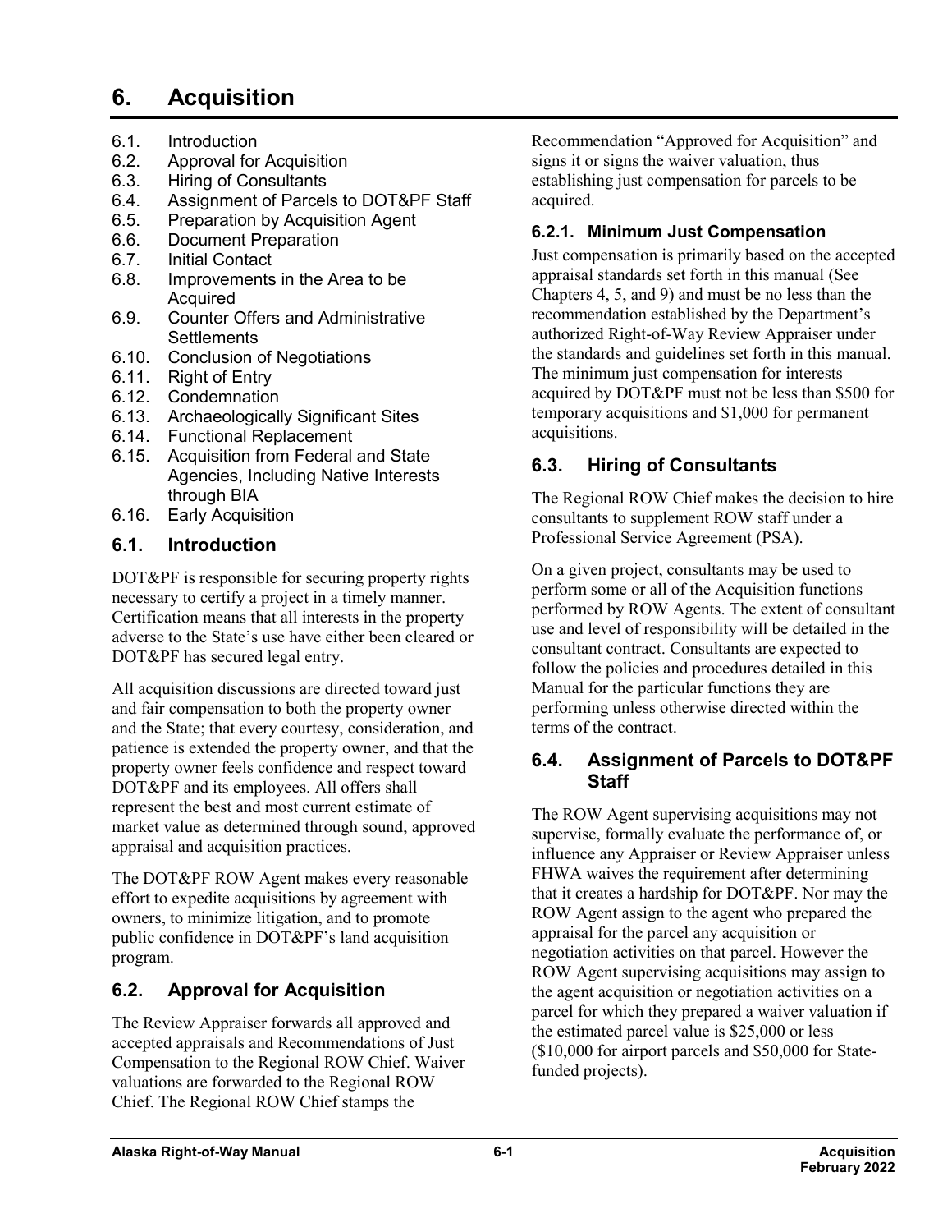# 6. Acquisition

6.1. Introduction
6.2. Approval for Acquisition
6.3. Hiring of Consultants
6.4. Assignment of Parcels to DOT&PF Staff
6.5. Preparation by Acquisition Agent
6.6. Document Preparation
6.7. Initial Contact
6.8. Improvements in the Area to be Acquired
6.9. Counter Offers and Administrative Settlements
6.10. Conclusion of Negotiations
6.11. Right of Entry
6.12. Condemnation
6.13. Archaeologically Significant Sites
6.14. Functional Replacement
6.15. Acquisition from Federal and State Agencies, Including Native Interests through BIA
6.16. Early Acquisition

## 6.1. Introduction

DOT&PF is responsible for securing property rights necessary to certify a project in a timely manner. Certification means that all interests in the property adverse to the State's use have either been cleared or DOT&PF has secured legal entry.

All acquisition discussions are directed toward just and fair compensation to both the property owner and the State; that every courtesy, consideration, and patience is extended the property owner, and that the property owner feels confidence and respect toward DOT&PF and its employees. All offers shall represent the best and most current estimate of market value as determined through sound, approved appraisal and acquisition practices.

The DOT&PF ROW Agent makes every reasonable effort to expedite acquisitions by agreement with owners, to minimize litigation, and to promote public confidence in DOT&PF's land acquisition program.

## 6.2. Approval for Acquisition

The Review Appraiser forwards all approved and accepted appraisals and Recommendations of Just Compensation to the Regional ROW Chief. Waiver valuations are forwarded to the Regional ROW Chief. The Regional ROW Chief stamps the Recommendation "Approved for Acquisition" and signs it or signs the waiver valuation, thus establishing just compensation for parcels to be acquired.

### 6.2.1. Minimum Just Compensation

Just compensation is primarily based on the accepted appraisal standards set forth in this manual (See Chapters 4, 5, and 9) and must be no less than the recommendation established by the Department's authorized Right-of-Way Review Appraiser under the standards and guidelines set forth in this manual. The minimum just compensation for interests acquired by DOT&PF must not be less than $500 for temporary acquisitions and $1,000 for permanent acquisitions.

## 6.3. Hiring of Consultants

The Regional ROW Chief makes the decision to hire consultants to supplement ROW staff under a Professional Service Agreement (PSA).

On a given project, consultants may be used to perform some or all of the Acquisition functions performed by ROW Agents. The extent of consultant use and level of responsibility will be detailed in the consultant contract. Consultants are expected to follow the policies and procedures detailed in this Manual for the particular functions they are performing unless otherwise directed within the terms of the contract.

## 6.4. Assignment of Parcels to DOT&PF Staff

The ROW Agent supervising acquisitions may not supervise, formally evaluate the performance of, or influence any Appraiser or Review Appraiser unless FHWA waives the requirement after determining that it creates a hardship for DOT&PF. Nor may the ROW Agent assign to the agent who prepared the appraisal for the parcel any acquisition or negotiation activities on that parcel. However the ROW Agent supervising acquisitions may assign to the agent acquisition or negotiation activities on a parcel for which they prepared a waiver valuation if the estimated parcel value is $25,000 or less ($10,000 for airport parcels and $50,000 for State-funded projects).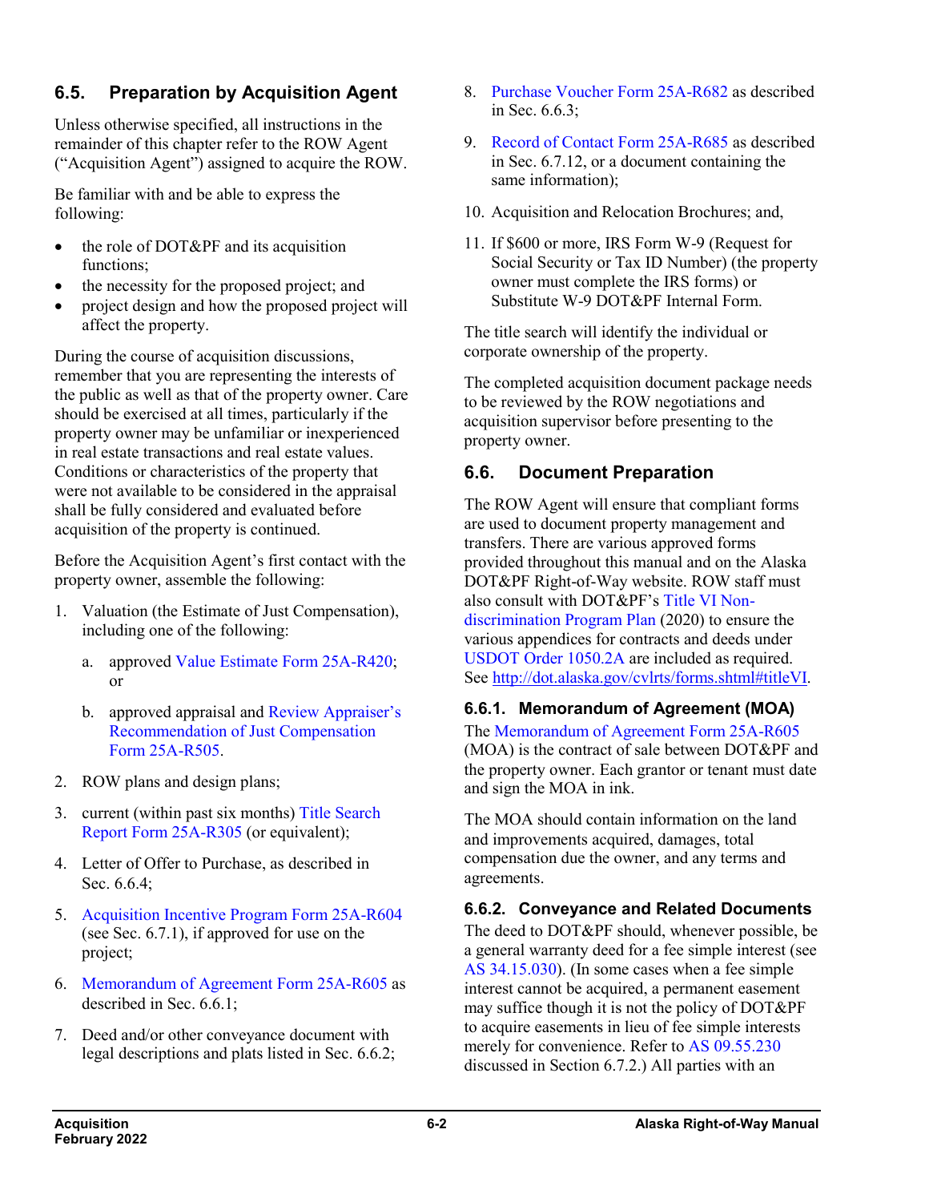## 6.5. Preparation by Acquisition Agent

Unless otherwise specified, all instructions in the remainder of this chapter refer to the ROW Agent ("Acquisition Agent") assigned to acquire the ROW.

Be familiar with and be able to express the following:

- the role of DOT&PF and its acquisition functions;
- the necessity for the proposed project; and
- project design and how the proposed project will affect the property.

During the course of acquisition discussions, remember that you are representing the interests of the public as well as that of the property owner. Care should be exercised at all times, particularly if the property owner may be unfamiliar or inexperienced in real estate transactions and real estate values. Conditions or characteristics of the property that were not available to be considered in the appraisal shall be fully considered and evaluated before acquisition of the property is continued.

Before the Acquisition Agent's first contact with the property owner, assemble the following:

1. Valuation (the Estimate of Just Compensation), including one of the following:
   a. approved Value Estimate Form 25A-R420; or
   b. approved appraisal and Review Appraiser's Recommendation of Just Compensation Form 25A-R505.
2. ROW plans and design plans;
3. current (within past six months) Title Search Report Form 25A-R305 (or equivalent);
4. Letter of Offer to Purchase, as described in Sec. 6.6.4;
5. Acquisition Incentive Program Form 25A-R604 (see Sec. 6.7.1), if approved for use on the project;
6. Memorandum of Agreement Form 25A-R605 as described in Sec. 6.6.1;
7. Deed and/or other conveyance document with legal descriptions and plats listed in Sec. 6.6.2;
8. Purchase Voucher Form 25A-R682 as described in Sec. 6.6.3;
9. Record of Contact Form 25A-R685 as described in Sec. 6.7.12, or a document containing the same information);
10. Acquisition and Relocation Brochures; and,
11. If $600 or more, IRS Form W-9 (Request for Social Security or Tax ID Number) (the property owner must complete the IRS forms) or Substitute W-9 DOT&PF Internal Form.

The title search will identify the individual or corporate ownership of the property.

The completed acquisition document package needs to be reviewed by the ROW negotiations and acquisition supervisor before presenting to the property owner.

## 6.6. Document Preparation

The ROW Agent will ensure that compliant forms are used to document property management and transfers. There are various approved forms provided throughout this manual and on the Alaska DOT&PF Right-of-Way website. ROW staff must also consult with DOT&PF's Title VI Non-discrimination Program Plan (2020) to ensure the various appendices for contracts and deeds under USDOT Order 1050.2A are included as required. See http://dot.alaska.gov/cvlrts/forms.shtml#titleVI.

### 6.6.1. Memorandum of Agreement (MOA)

The Memorandum of Agreement Form 25A-R605 (MOA) is the contract of sale between DOT&PF and the property owner. Each grantor or tenant must date and sign the MOA in ink.

The MOA should contain information on the land and improvements acquired, damages, total compensation due the owner, and any terms and agreements.

### 6.6.2. Conveyance and Related Documents

The deed to DOT&PF should, whenever possible, be a general warranty deed for a fee simple interest (see AS 34.15.030). (In some cases when a fee simple interest cannot be acquired, a permanent easement may suffice though it is not the policy of DOT&PF to acquire easements in lieu of fee simple interests merely for convenience. Refer to AS 09.55.230 discussed in Section 6.7.2.) All parties with an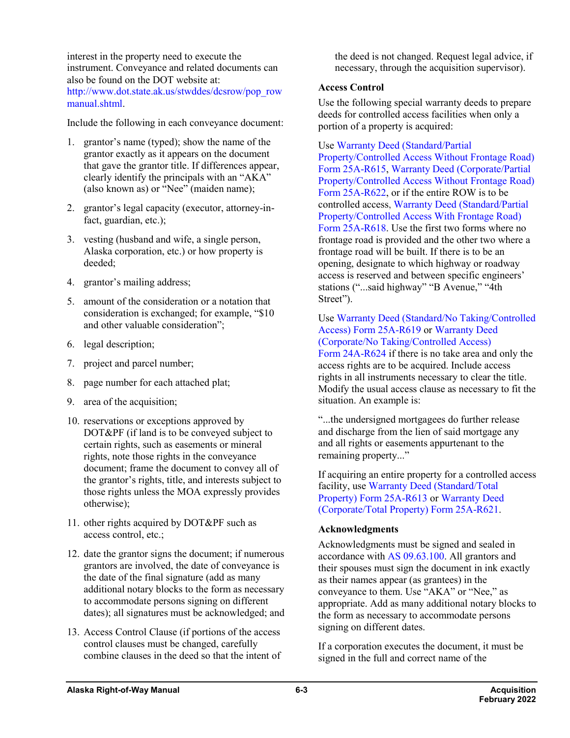interest in the property need to execute the instrument. Conveyance and related documents can also be found on the DOT website at: http://www.dot.state.ak.us/stwddes/dcsrow/pop_rowmanual.shtml.

Include the following in each conveyance document:

1. grantor's name (typed); show the name of the grantor exactly as it appears on the document that gave the grantor title. If differences appear, clearly identify the principals with an "AKA" (also known as) or "Nee" (maiden name);
2. grantor's legal capacity (executor, attorney-in-fact, guardian, etc.);
3. vesting (husband and wife, a single person, Alaska corporation, etc.) or how property is deeded;
4. grantor's mailing address;
5. amount of the consideration or a notation that consideration is exchanged; for example, "$10 and other valuable consideration";
6. legal description;
7. project and parcel number;
8. page number for each attached plat;
9. area of the acquisition;
10. reservations or exceptions approved by DOT&PF (if land is to be conveyed subject to certain rights, such as easements or mineral rights, note those rights in the conveyance document; frame the document to convey all of the grantor's rights, title, and interests subject to those rights unless the MOA expressly provides otherwise);
11. other rights acquired by DOT&PF such as access control, etc.;
12. date the grantor signs the document; if numerous grantors are involved, the date of conveyance is the date of the final signature (add as many additional notary blocks to the form as necessary to accommodate persons signing on different dates); all signatures must be acknowledged; and
13. Access Control Clause (if portions of the access control clauses must be changed, carefully combine clauses in the deed so that the intent of the deed is not changed. Request legal advice, if necessary, through the acquisition supervisor).

**Access Control**

Use the following special warranty deeds to prepare deeds for controlled access facilities when only a portion of a property is acquired:

Use Warranty Deed (Standard/Partial Property/Controlled Access Without Frontage Road) Form 25A-R615, Warranty Deed (Corporate/Partial Property/Controlled Access Without Frontage Road) Form 25A-R622, or if the entire ROW is to be controlled access, Warranty Deed (Standard/Partial Property/Controlled Access With Frontage Road) Form 25A-R618. Use the first two forms where no frontage road is provided and the other two where a frontage road will be built. If there is to be an opening, designate to which highway or roadway access is reserved and between specific engineers' stations ("...said highway" "B Avenue," "4th Street").

Use Warranty Deed (Standard/No Taking/Controlled Access) Form 25A-R619 or Warranty Deed (Corporate/No Taking/Controlled Access) Form 24A-R624 if there is no take area and only the access rights are to be acquired. Include access rights in all instruments necessary to clear the title. Modify the usual access clause as necessary to fit the situation. An example is:

"...the undersigned mortgagees do further release and discharge from the lien of said mortgage any and all rights or easements appurtenant to the remaining property..."

If acquiring an entire property for a controlled access facility, use Warranty Deed (Standard/Total Property) Form 25A-R613 or Warranty Deed (Corporate/Total Property) Form 25A-R621.

**Acknowledgments**

Acknowledgments must be signed and sealed in accordance with AS 09.63.100. All grantors and their spouses must sign the document in ink exactly as their names appear (as grantees) in the conveyance to them. Use "AKA" or "Nee," as appropriate. Add as many additional notary blocks to the form as necessary to accommodate persons signing on different dates.

If a corporation executes the document, it must be signed in the full and correct name of the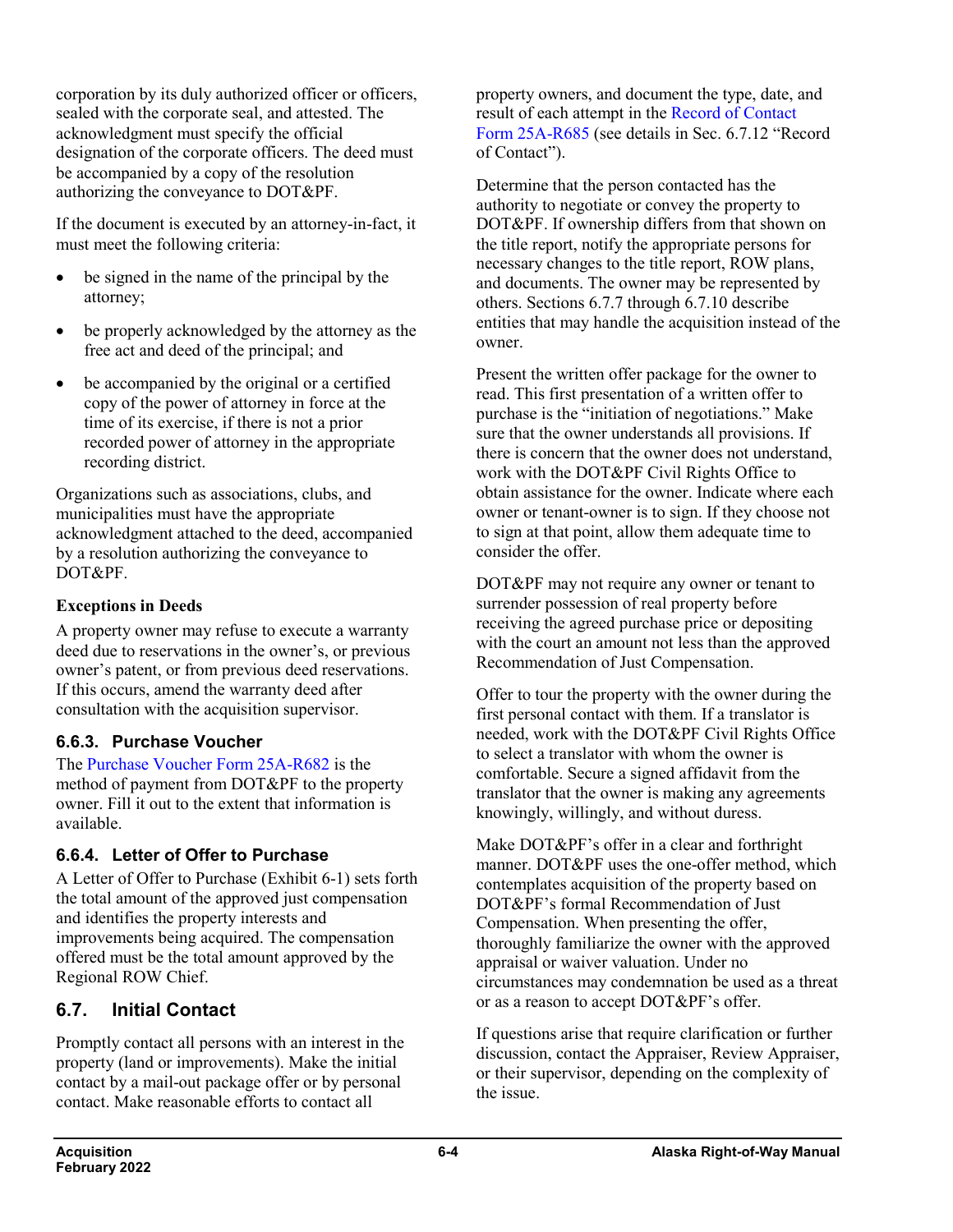corporation by its duly authorized officer or officers, sealed with the corporate seal, and attested. The acknowledgment must specify the official designation of the corporate officers. The deed must be accompanied by a copy of the resolution authorizing the conveyance to DOT&PF.

If the document is executed by an attorney-in-fact, it must meet the following criteria:

- be signed in the name of the principal by the attorney;
- be properly acknowledged by the attorney as the free act and deed of the principal; and
- be accompanied by the original or a certified copy of the power of attorney in force at the time of its exercise, if there is not a prior recorded power of attorney in the appropriate recording district.

Organizations such as associations, clubs, and municipalities must have the appropriate acknowledgment attached to the deed, accompanied by a resolution authorizing the conveyance to DOT&PF.

**Exceptions in Deeds**

A property owner may refuse to execute a warranty deed due to reservations in the owner's, or previous owner's patent, or from previous deed reservations. If this occurs, amend the warranty deed after consultation with the acquisition supervisor.

### 6.6.3. Purchase Voucher

The Purchase Voucher Form 25A-R682 is the method of payment from DOT&PF to the property owner. Fill it out to the extent that information is available.

### 6.6.4. Letter of Offer to Purchase

A Letter of Offer to Purchase (Exhibit 6-1) sets forth the total amount of the approved just compensation and identifies the property interests and improvements being acquired. The compensation offered must be the total amount approved by the Regional ROW Chief.

## 6.7. Initial Contact

Promptly contact all persons with an interest in the property (land or improvements). Make the initial contact by a mail-out package offer or by personal contact. Make reasonable efforts to contact all property owners, and document the type, date, and result of each attempt in the Record of Contact Form 25A-R685 (see details in Sec. 6.7.12 "Record of Contact").

Determine that the person contacted has the authority to negotiate or convey the property to DOT&PF. If ownership differs from that shown on the title report, notify the appropriate persons for necessary changes to the title report, ROW plans, and documents. The owner may be represented by others. Sections 6.7.7 through 6.7.10 describe entities that may handle the acquisition instead of the owner.

Present the written offer package for the owner to read. This first presentation of a written offer to purchase is the "initiation of negotiations." Make sure that the owner understands all provisions. If there is concern that the owner does not understand, work with the DOT&PF Civil Rights Office to obtain assistance for the owner. Indicate where each owner or tenant-owner is to sign. If they choose not to sign at that point, allow them adequate time to consider the offer.

DOT&PF may not require any owner or tenant to surrender possession of real property before receiving the agreed purchase price or depositing with the court an amount not less than the approved Recommendation of Just Compensation.

Offer to tour the property with the owner during the first personal contact with them. If a translator is needed, work with the DOT&PF Civil Rights Office to select a translator with whom the owner is comfortable. Secure a signed affidavit from the translator that the owner is making any agreements knowingly, willingly, and without duress.

Make DOT&PF's offer in a clear and forthright manner. DOT&PF uses the one-offer method, which contemplates acquisition of the property based on DOT&PF's formal Recommendation of Just Compensation. When presenting the offer, thoroughly familiarize the owner with the approved appraisal or waiver valuation. Under no circumstances may condemnation be used as a threat or as a reason to accept DOT&PF's offer.

If questions arise that require clarification or further discussion, contact the Appraiser, Review Appraiser, or their supervisor, depending on the complexity of the issue.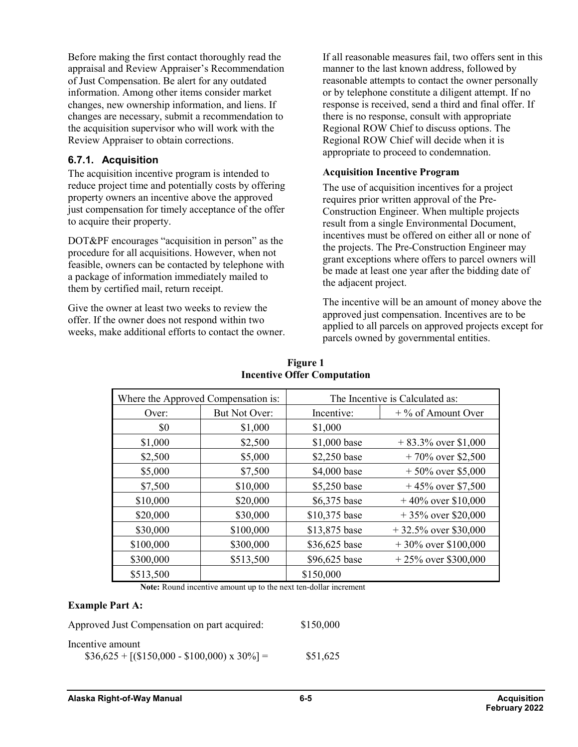Before making the first contact thoroughly read the appraisal and Review Appraiser's Recommendation of Just Compensation. Be alert for any outdated information. Among other items consider market changes, new ownership information, and liens. If changes are necessary, submit a recommendation to the acquisition supervisor who will work with the Review Appraiser to obtain corrections.

### 6.7.1. Acquisition

The acquisition incentive program is intended to reduce project time and potentially costs by offering property owners an incentive above the approved just compensation for timely acceptance of the offer to acquire their property.

DOT&PF encourages "acquisition in person" as the procedure for all acquisitions. However, when not feasible, owners can be contacted by telephone with a package of information immediately mailed to them by certified mail, return receipt.

Give the owner at least two weeks to review the offer. If the owner does not respond within two weeks, make additional efforts to contact the owner. If all reasonable measures fail, two offers sent in this manner to the last known address, followed by reasonable attempts to contact the owner personally or by telephone constitute a diligent attempt. If no response is received, send a third and final offer. If there is no response, consult with appropriate Regional ROW Chief to discuss options. The Regional ROW Chief will decide when it is appropriate to proceed to condemnation.

**Acquisition Incentive Program**

The use of acquisition incentives for a project requires prior written approval of the Pre-Construction Engineer. When multiple projects result from a single Environmental Document, incentives must be offered on either all or none of the projects. The Pre-Construction Engineer may grant exceptions where offers to parcel owners will be made at least one year after the bidding date of the adjacent project.

The incentive will be an amount of money above the approved just compensation. Incentives are to be applied to all parcels on approved projects except for parcels owned by governmental entities.

**Figure 1**
**Incentive Offer Computation**

| Where the Approved Compensation is: | | The Incentive is Calculated as: | |
|---|---|---|---|
| Over: | But Not Over: | Incentive: | + % of Amount Over |
| $0 | $1,000 | $1,000 | |
| $1,000 | $2,500 | $1,000 base | + 83.3% over $1,000 |
| $2,500 | $5,000 | $2,250 base | + 70% over $2,500 |
| $5,000 | $7,500 | $4,000 base | + 50% over $5,000 |
| $7,500 | $10,000 | $5,250 base | + 45% over $7,500 |
| $10,000 | $20,000 | $6,375 base | + 40% over $10,000 |
| $20,000 | $30,000 | $10,375 base | + 35% over $20,000 |
| $30,000 | $100,000 | $13,875 base | + 32.5% over $30,000 |
| $100,000 | $300,000 | $36,625 base | + 30% over $100,000 |
| $300,000 | $513,500 | $96,625 base | + 25% over $300,000 |
| $513,500 | | $150,000 | |

**Note:** Round incentive amount up to the next ten-dollar increment

**Example Part A:**

Approved Just Compensation on part acquired: $150,000

Incentive amount
$36,625 + [($150,000 - $100,000) x 30%] = $51,625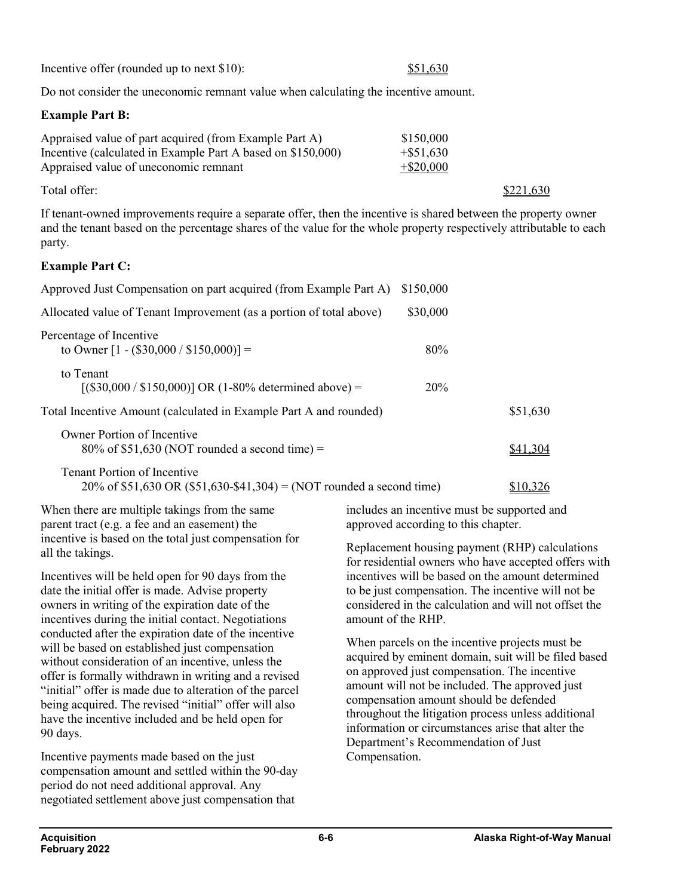| | |
|---|---|
| Incentive offer (rounded up to next $10): | $51,630 |

Do not consider the uneconomic remnant value when calculating the incentive amount.

**Example Part B:**

| | | |
|---|---|---|
| Appraised value of part acquired (from Example Part A) | $150,000 | |
| Incentive (calculated in Example Part A based on $150,000) | +$51,630 | |
| Appraised value of uneconomic remnant | +$20,000 | |
| Total offer: | | $221,630 |

If tenant-owned improvements require a separate offer, then the incentive is shared between the property owner and the tenant based on the percentage shares of the value for the whole property respectively attributable to each party.

**Example Part C:**

| | | |
|---|---|---|
| Approved Just Compensation on part acquired (from Example Part A) | $150,000 | |
| Allocated value of Tenant Improvement (as a portion of total above) | $30,000 | |
| Percentage of Incentive to Owner [1 - ($30,000 / $150,000)] = | 80% | |
| to Tenant [($30,000 / $150,000)] OR (1-80% determined above) = | 20% | |
| Total Incentive Amount (calculated in Example Part A and rounded) | | $51,630 |
| Owner Portion of Incentive 80% of $51,630 (NOT rounded a second time) = | | $41,304 |
| Tenant Portion of Incentive 20% of $51,630 OR ($51,630-$41,304) = (NOT rounded a second time) | | $10,326 |

When there are multiple takings from the same parent tract (e.g. a fee and an easement) the incentive is based on the total just compensation for all the takings.

Incentives will be held open for 90 days from the date the initial offer is made. Advise property owners in writing of the expiration date of the incentives during the initial contact. Negotiations conducted after the expiration date of the incentive will be based on established just compensation without consideration of an incentive, unless the offer is formally withdrawn in writing and a revised "initial" offer is made due to alteration of the parcel being acquired. The revised "initial" offer will also have the incentive included and be held open for 90 days.

Incentive payments made based on the just compensation amount and settled within the 90-day period do not need additional approval. Any negotiated settlement above just compensation that includes an incentive must be supported and approved according to this chapter.

Replacement housing payment (RHP) calculations for residential owners who have accepted offers with incentives will be based on the amount determined to be just compensation. The incentive will not be considered in the calculation and will not offset the amount of the RHP.

When parcels on the incentive projects must be acquired by eminent domain, suit will be filed based on approved just compensation. The incentive amount will not be included. The approved just compensation amount should be defended throughout the litigation process unless additional information or circumstances arise that alter the Department's Recommendation of Just Compensation.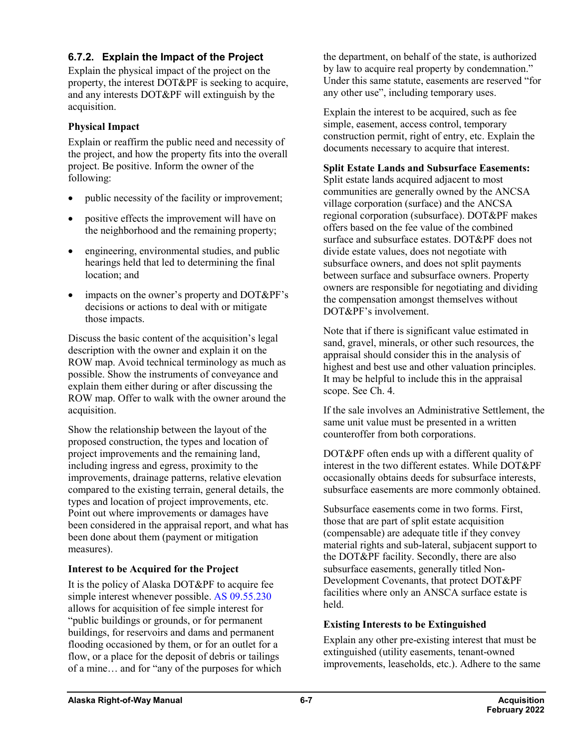### 6.7.2. Explain the Impact of the Project

Explain the physical impact of the project on the property, the interest DOT&PF is seeking to acquire, and any interests DOT&PF will extinguish by the acquisition.

**Physical Impact**

Explain or reaffirm the public need and necessity of the project, and how the property fits into the overall project. Be positive. Inform the owner of the following:

- public necessity of the facility or improvement;
- positive effects the improvement will have on the neighborhood and the remaining property;
- engineering, environmental studies, and public hearings held that led to determining the final location; and
- impacts on the owner's property and DOT&PF's decisions or actions to deal with or mitigate those impacts.

Discuss the basic content of the acquisition's legal description with the owner and explain it on the ROW map. Avoid technical terminology as much as possible. Show the instruments of conveyance and explain them either during or after discussing the ROW map. Offer to walk with the owner around the acquisition.

Show the relationship between the layout of the proposed construction, the types and location of project improvements and the remaining land, including ingress and egress, proximity to the improvements, drainage patterns, relative elevation compared to the existing terrain, general details, the types and location of project improvements, etc. Point out where improvements or damages have been considered in the appraisal report, and what has been done about them (payment or mitigation measures).

**Interest to be Acquired for the Project**

It is the policy of Alaska DOT&PF to acquire fee simple interest whenever possible. AS 09.55.230 allows for acquisition of fee simple interest for "public buildings or grounds, or for permanent buildings, for reservoirs and dams and permanent flooding occasioned by them, or for an outlet for a flow, or a place for the deposit of debris or tailings of a mine… and for "any of the purposes for which the department, on behalf of the state, is authorized by law to acquire real property by condemnation." Under this same statute, easements are reserved "for any other use", including temporary uses.

Explain the interest to be acquired, such as fee simple, easement, access control, temporary construction permit, right of entry, etc. Explain the documents necessary to acquire that interest.

**Split Estate Lands and Subsurface Easements:** Split estate lands acquired adjacent to most communities are generally owned by the ANCSA village corporation (surface) and the ANCSA regional corporation (subsurface). DOT&PF makes offers based on the fee value of the combined surface and subsurface estates. DOT&PF does not divide estate values, does not negotiate with subsurface owners, and does not split payments between surface and subsurface owners. Property owners are responsible for negotiating and dividing the compensation amongst themselves without DOT&PF's involvement.

Note that if there is significant value estimated in sand, gravel, minerals, or other such resources, the appraisal should consider this in the analysis of highest and best use and other valuation principles. It may be helpful to include this in the appraisal scope. See Ch. 4.

If the sale involves an Administrative Settlement, the same unit value must be presented in a written counteroffer from both corporations.

DOT&PF often ends up with a different quality of interest in the two different estates. While DOT&PF occasionally obtains deeds for subsurface interests, subsurface easements are more commonly obtained.

Subsurface easements come in two forms. First, those that are part of split estate acquisition (compensable) are adequate title if they convey material rights and sub-lateral, subjacent support to the DOT&PF facility. Secondly, there are also subsurface easements, generally titled Non-Development Covenants, that protect DOT&PF facilities where only an ANSCA surface estate is held.

**Existing Interests to be Extinguished**

Explain any other pre-existing interest that must be extinguished (utility easements, tenant-owned improvements, leaseholds, etc.). Adhere to the same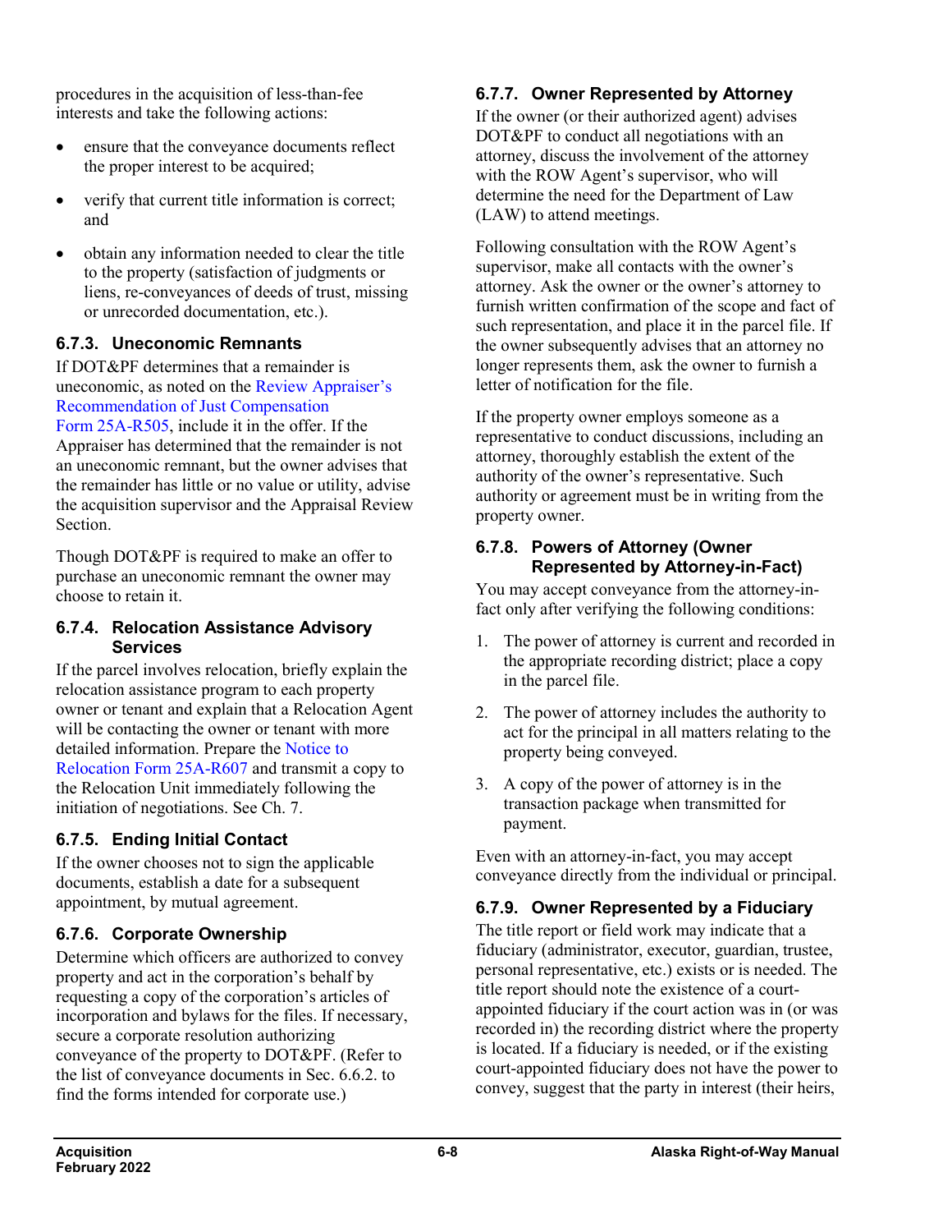procedures in the acquisition of less-than-fee interests and take the following actions:

- ensure that the conveyance documents reflect the proper interest to be acquired;
- verify that current title information is correct; and
- obtain any information needed to clear the title to the property (satisfaction of judgments or liens, re-conveyances of deeds of trust, missing or unrecorded documentation, etc.).

### 6.7.3. Uneconomic Remnants

If DOT&PF determines that a remainder is uneconomic, as noted on the Review Appraiser's Recommendation of Just Compensation Form 25A-R505, include it in the offer. If the Appraiser has determined that the remainder is not an uneconomic remnant, but the owner advises that the remainder has little or no value or utility, advise the acquisition supervisor and the Appraisal Review Section.

Though DOT&PF is required to make an offer to purchase an uneconomic remnant the owner may choose to retain it.

### 6.7.4. Relocation Assistance Advisory Services

If the parcel involves relocation, briefly explain the relocation assistance program to each property owner or tenant and explain that a Relocation Agent will be contacting the owner or tenant with more detailed information. Prepare the Notice to Relocation Form 25A-R607 and transmit a copy to the Relocation Unit immediately following the initiation of negotiations. See Ch. 7.

### 6.7.5. Ending Initial Contact

If the owner chooses not to sign the applicable documents, establish a date for a subsequent appointment, by mutual agreement.

### 6.7.6. Corporate Ownership

Determine which officers are authorized to convey property and act in the corporation's behalf by requesting a copy of the corporation's articles of incorporation and bylaws for the files. If necessary, secure a corporate resolution authorizing conveyance of the property to DOT&PF. (Refer to the list of conveyance documents in Sec. 6.6.2. to find the forms intended for corporate use.)

### 6.7.7. Owner Represented by Attorney

If the owner (or their authorized agent) advises DOT&PF to conduct all negotiations with an attorney, discuss the involvement of the attorney with the ROW Agent's supervisor, who will determine the need for the Department of Law (LAW) to attend meetings.

Following consultation with the ROW Agent's supervisor, make all contacts with the owner's attorney. Ask the owner or the owner's attorney to furnish written confirmation of the scope and fact of such representation, and place it in the parcel file. If the owner subsequently advises that an attorney no longer represents them, ask the owner to furnish a letter of notification for the file.

If the property owner employs someone as a representative to conduct discussions, including an attorney, thoroughly establish the extent of the authority of the owner's representative. Such authority or agreement must be in writing from the property owner.

### 6.7.8. Powers of Attorney (Owner Represented by Attorney-in-Fact)

You may accept conveyance from the attorney-in-fact only after verifying the following conditions:

1. The power of attorney is current and recorded in the appropriate recording district; place a copy in the parcel file.
2. The power of attorney includes the authority to act for the principal in all matters relating to the property being conveyed.
3. A copy of the power of attorney is in the transaction package when transmitted for payment.

Even with an attorney-in-fact, you may accept conveyance directly from the individual or principal.

### 6.7.9. Owner Represented by a Fiduciary

The title report or field work may indicate that a fiduciary (administrator, executor, guardian, trustee, personal representative, etc.) exists or is needed. The title report should note the existence of a court-appointed fiduciary if the court action was in (or was recorded in) the recording district where the property is located. If a fiduciary is needed, or if the existing court-appointed fiduciary does not have the power to convey, suggest that the party in interest (their heirs,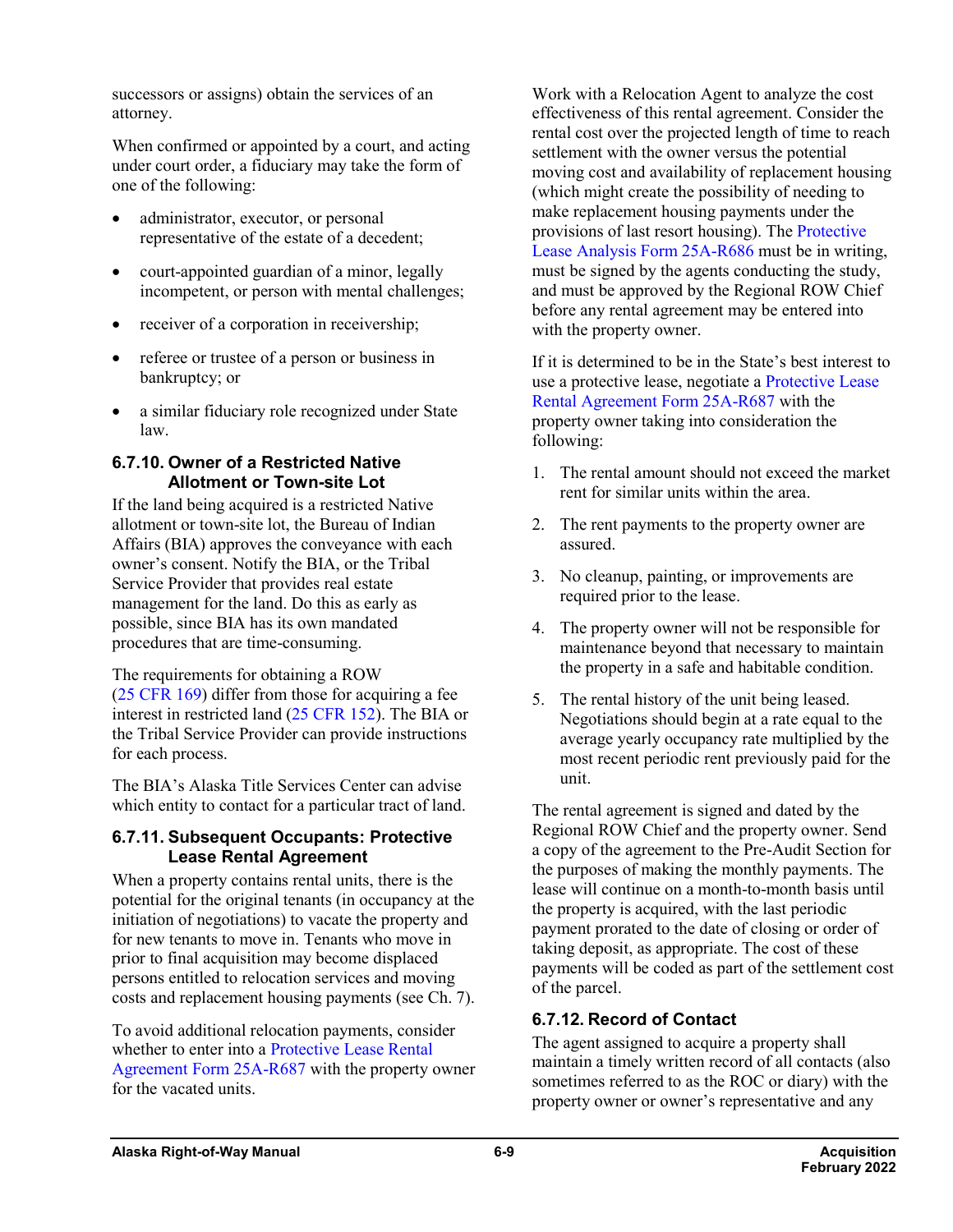successors or assigns) obtain the services of an attorney.

When confirmed or appointed by a court, and acting under court order, a fiduciary may take the form of one of the following:

- administrator, executor, or personal representative of the estate of a decedent;
- court-appointed guardian of a minor, legally incompetent, or person with mental challenges;
- receiver of a corporation in receivership;
- referee or trustee of a person or business in bankruptcy; or
- a similar fiduciary role recognized under State law.

### 6.7.10. Owner of a Restricted Native Allotment or Town-site Lot

If the land being acquired is a restricted Native allotment or town-site lot, the Bureau of Indian Affairs (BIA) approves the conveyance with each owner's consent. Notify the BIA, or the Tribal Service Provider that provides real estate management for the land. Do this as early as possible, since BIA has its own mandated procedures that are time-consuming.

The requirements for obtaining a ROW (25 CFR 169) differ from those for acquiring a fee interest in restricted land (25 CFR 152). The BIA or the Tribal Service Provider can provide instructions for each process.

The BIA's Alaska Title Services Center can advise which entity to contact for a particular tract of land.

### 6.7.11. Subsequent Occupants: Protective Lease Rental Agreement

When a property contains rental units, there is the potential for the original tenants (in occupancy at the initiation of negotiations) to vacate the property and for new tenants to move in. Tenants who move in prior to final acquisition may become displaced persons entitled to relocation services and moving costs and replacement housing payments (see Ch. 7).

To avoid additional relocation payments, consider whether to enter into a Protective Lease Rental Agreement Form 25A-R687 with the property owner for the vacated units.

Work with a Relocation Agent to analyze the cost effectiveness of this rental agreement. Consider the rental cost over the projected length of time to reach settlement with the owner versus the potential moving cost and availability of replacement housing (which might create the possibility of needing to make replacement housing payments under the provisions of last resort housing). The Protective Lease Analysis Form 25A-R686 must be in writing, must be signed by the agents conducting the study, and must be approved by the Regional ROW Chief before any rental agreement may be entered into with the property owner.

If it is determined to be in the State's best interest to use a protective lease, negotiate a Protective Lease Rental Agreement Form 25A-R687 with the property owner taking into consideration the following:

1. The rental amount should not exceed the market rent for similar units within the area.
2. The rent payments to the property owner are assured.
3. No cleanup, painting, or improvements are required prior to the lease.
4. The property owner will not be responsible for maintenance beyond that necessary to maintain the property in a safe and habitable condition.
5. The rental history of the unit being leased. Negotiations should begin at a rate equal to the average yearly occupancy rate multiplied by the most recent periodic rent previously paid for the unit.

The rental agreement is signed and dated by the Regional ROW Chief and the property owner. Send a copy of the agreement to the Pre-Audit Section for the purposes of making the monthly payments. The lease will continue on a month-to-month basis until the property is acquired, with the last periodic payment prorated to the date of closing or order of taking deposit, as appropriate. The cost of these payments will be coded as part of the settlement cost of the parcel.

### 6.7.12. Record of Contact

The agent assigned to acquire a property shall maintain a timely written record of all contacts (also sometimes referred to as the ROC or diary) with the property owner or owner's representative and any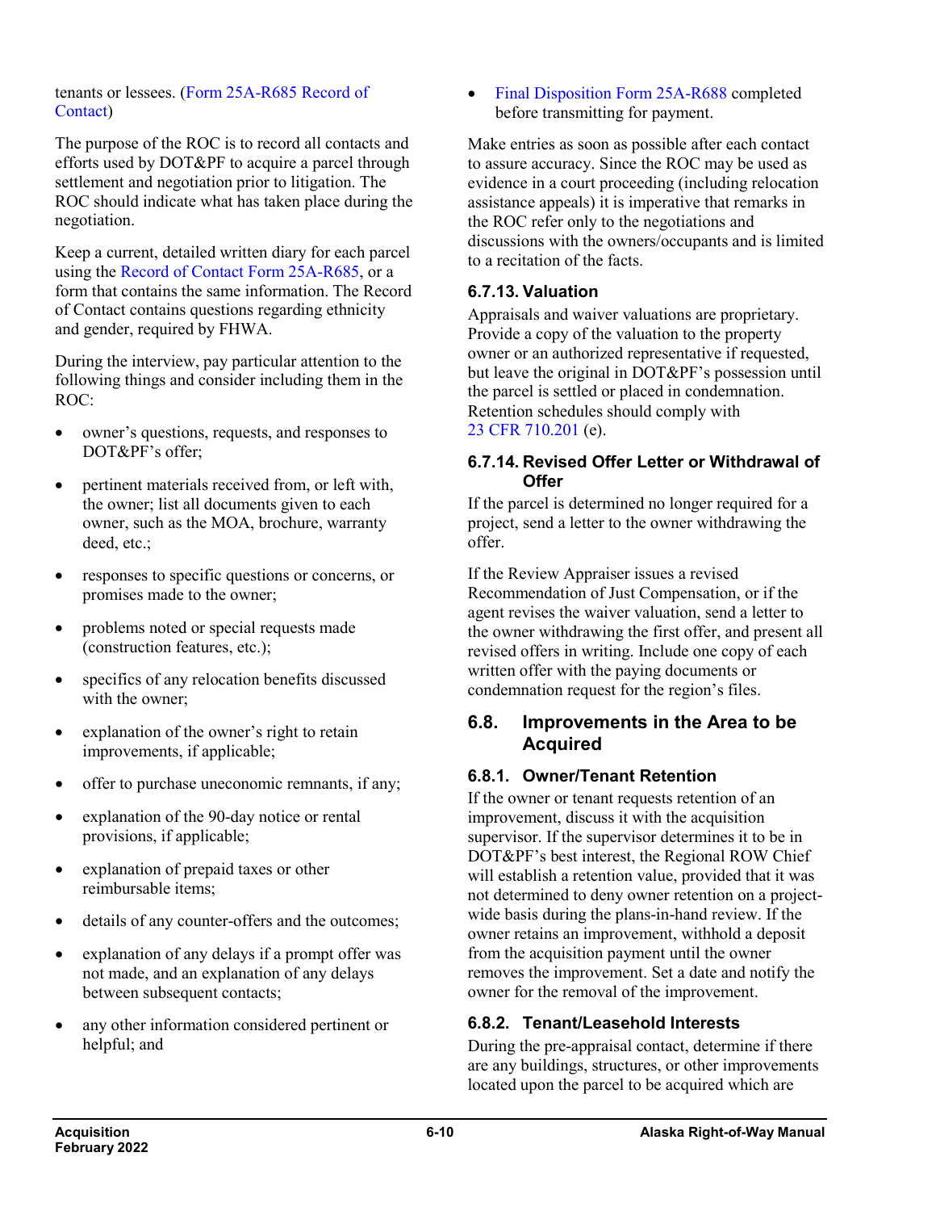tenants or lessees. (Form 25A-R685 Record of Contact)

The purpose of the ROC is to record all contacts and efforts used by DOT&PF to acquire a parcel through settlement and negotiation prior to litigation. The ROC should indicate what has taken place during the negotiation.

Keep a current, detailed written diary for each parcel using the Record of Contact Form 25A-R685, or a form that contains the same information. The Record of Contact contains questions regarding ethnicity and gender, required by FHWA.

During the interview, pay particular attention to the following things and consider including them in the ROC:

- owner's questions, requests, and responses to DOT&PF's offer;
- pertinent materials received from, or left with, the owner; list all documents given to each owner, such as the MOA, brochure, warranty deed, etc.;
- responses to specific questions or concerns, or promises made to the owner;
- problems noted or special requests made (construction features, etc.);
- specifics of any relocation benefits discussed with the owner;
- explanation of the owner's right to retain improvements, if applicable;
- offer to purchase uneconomic remnants, if any;
- explanation of the 90-day notice or rental provisions, if applicable;
- explanation of prepaid taxes or other reimbursable items;
- details of any counter-offers and the outcomes;
- explanation of any delays if a prompt offer was not made, and an explanation of any delays between subsequent contacts;
- any other information considered pertinent or helpful; and
- Final Disposition Form 25A-R688 completed before transmitting for payment.

Make entries as soon as possible after each contact to assure accuracy. Since the ROC may be used as evidence in a court proceeding (including relocation assistance appeals) it is imperative that remarks in the ROC refer only to the negotiations and discussions with the owners/occupants and is limited to a recitation of the facts.

### 6.7.13. Valuation

Appraisals and waiver valuations are proprietary. Provide a copy of the valuation to the property owner or an authorized representative if requested, but leave the original in DOT&PF's possession until the parcel is settled or placed in condemnation. Retention schedules should comply with 23 CFR 710.201 (e).

### 6.7.14. Revised Offer Letter or Withdrawal of Offer

If the parcel is determined no longer required for a project, send a letter to the owner withdrawing the offer.

If the Review Appraiser issues a revised Recommendation of Just Compensation, or if the agent revises the waiver valuation, send a letter to the owner withdrawing the first offer, and present all revised offers in writing. Include one copy of each written offer with the paying documents or condemnation request for the region's files.

## 6.8. Improvements in the Area to be Acquired

### 6.8.1. Owner/Tenant Retention

If the owner or tenant requests retention of an improvement, discuss it with the acquisition supervisor. If the supervisor determines it to be in DOT&PF's best interest, the Regional ROW Chief will establish a retention value, provided that it was not determined to deny owner retention on a project-wide basis during the plans-in-hand review. If the owner retains an improvement, withhold a deposit from the acquisition payment until the owner removes the improvement. Set a date and notify the owner for the removal of the improvement.

### 6.8.2. Tenant/Leasehold Interests

During the pre-appraisal contact, determine if there are any buildings, structures, or other improvements located upon the parcel to be acquired which are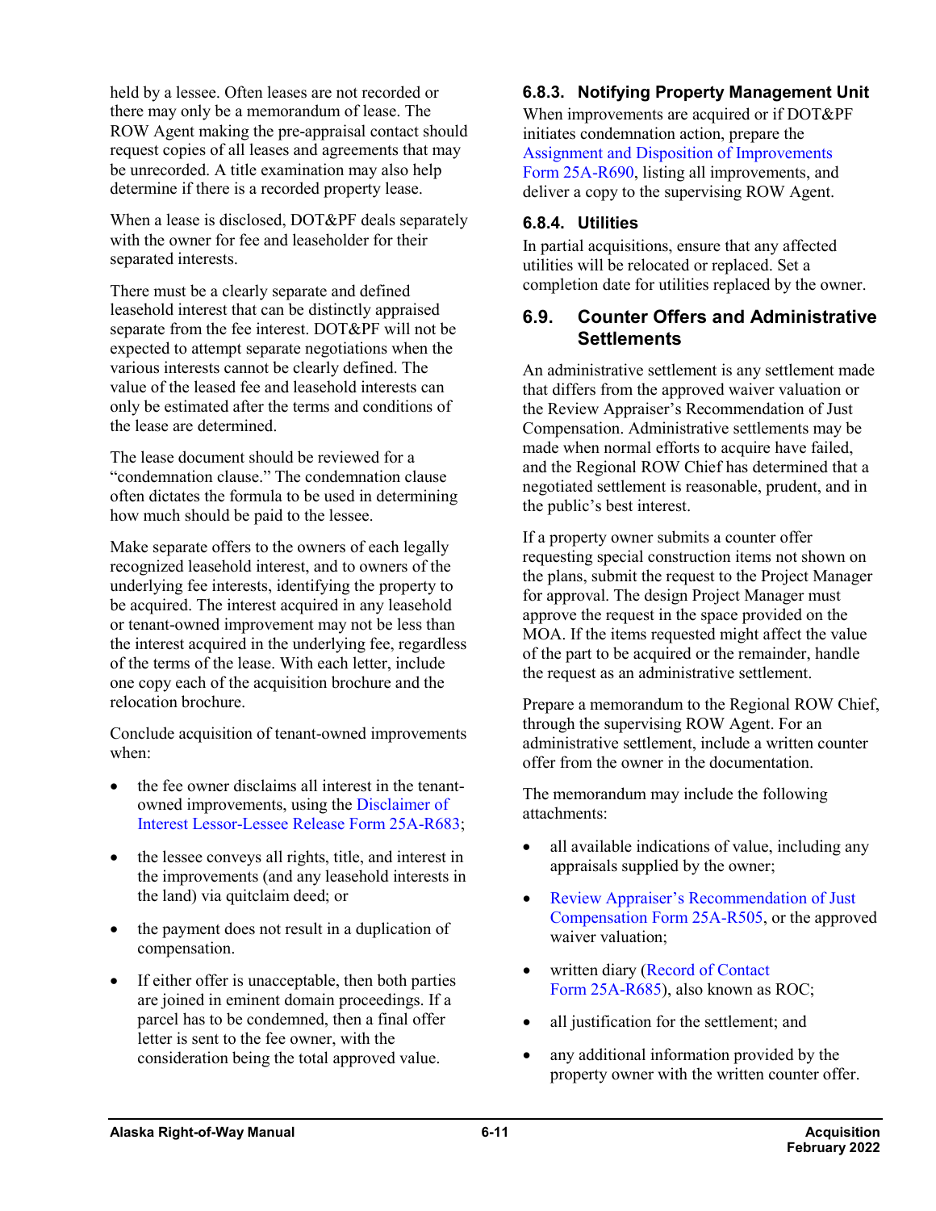held by a lessee. Often leases are not recorded or there may only be a memorandum of lease. The ROW Agent making the pre-appraisal contact should request copies of all leases and agreements that may be unrecorded. A title examination may also help determine if there is a recorded property lease.

When a lease is disclosed, DOT&PF deals separately with the owner for fee and leaseholder for their separated interests.

There must be a clearly separate and defined leasehold interest that can be distinctly appraised separate from the fee interest. DOT&PF will not be expected to attempt separate negotiations when the various interests cannot be clearly defined. The value of the leased fee and leasehold interests can only be estimated after the terms and conditions of the lease are determined.

The lease document should be reviewed for a "condemnation clause." The condemnation clause often dictates the formula to be used in determining how much should be paid to the lessee.

Make separate offers to the owners of each legally recognized leasehold interest, and to owners of the underlying fee interests, identifying the property to be acquired. The interest acquired in any leasehold or tenant-owned improvement may not be less than the interest acquired in the underlying fee, regardless of the terms of the lease. With each letter, include one copy each of the acquisition brochure and the relocation brochure.

Conclude acquisition of tenant-owned improvements when:

- the fee owner disclaims all interest in the tenant-owned improvements, using the Disclaimer of Interest Lessor-Lessee Release Form 25A-R683;
- the lessee conveys all rights, title, and interest in the improvements (and any leasehold interests in the land) via quitclaim deed; or
- the payment does not result in a duplication of compensation.
- If either offer is unacceptable, then both parties are joined in eminent domain proceedings. If a parcel has to be condemned, then a final offer letter is sent to the fee owner, with the consideration being the total approved value.

### 6.8.3. Notifying Property Management Unit

When improvements are acquired or if DOT&PF initiates condemnation action, prepare the Assignment and Disposition of Improvements Form 25A-R690, listing all improvements, and deliver a copy to the supervising ROW Agent.

### 6.8.4. Utilities

In partial acquisitions, ensure that any affected utilities will be relocated or replaced. Set a completion date for utilities replaced by the owner.

## 6.9. Counter Offers and Administrative Settlements

An administrative settlement is any settlement made that differs from the approved waiver valuation or the Review Appraiser's Recommendation of Just Compensation. Administrative settlements may be made when normal efforts to acquire have failed, and the Regional ROW Chief has determined that a negotiated settlement is reasonable, prudent, and in the public's best interest.

If a property owner submits a counter offer requesting special construction items not shown on the plans, submit the request to the Project Manager for approval. The design Project Manager must approve the request in the space provided on the MOA. If the items requested might affect the value of the part to be acquired or the remainder, handle the request as an administrative settlement.

Prepare a memorandum to the Regional ROW Chief, through the supervising ROW Agent. For an administrative settlement, include a written counter offer from the owner in the documentation.

The memorandum may include the following attachments:

- all available indications of value, including any appraisals supplied by the owner;
- Review Appraiser's Recommendation of Just Compensation Form 25A-R505, or the approved waiver valuation;
- written diary (Record of Contact Form 25A-R685), also known as ROC;
- all justification for the settlement; and
- any additional information provided by the property owner with the written counter offer.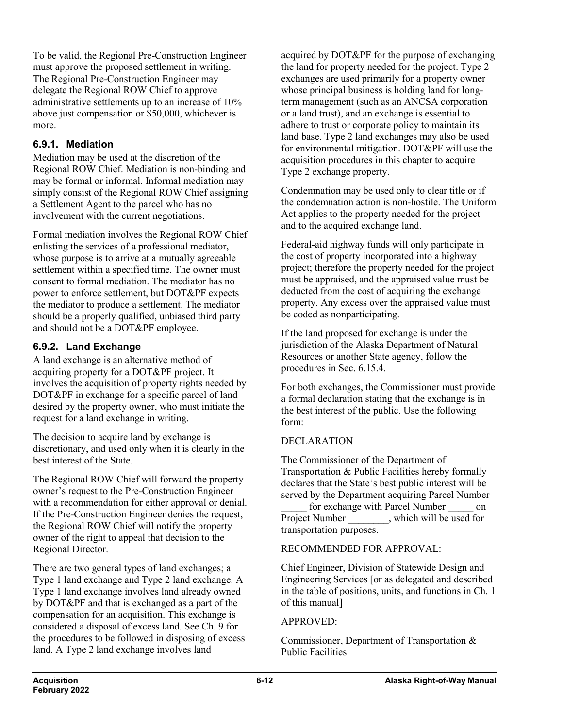To be valid, the Regional Pre-Construction Engineer must approve the proposed settlement in writing. The Regional Pre-Construction Engineer may delegate the Regional ROW Chief to approve administrative settlements up to an increase of 10% above just compensation or $50,000, whichever is more.

### 6.9.1. Mediation

Mediation may be used at the discretion of the Regional ROW Chief. Mediation is non-binding and may be formal or informal. Informal mediation may simply consist of the Regional ROW Chief assigning a Settlement Agent to the parcel who has no involvement with the current negotiations.

Formal mediation involves the Regional ROW Chief enlisting the services of a professional mediator, whose purpose is to arrive at a mutually agreeable settlement within a specified time. The owner must consent to formal mediation. The mediator has no power to enforce settlement, but DOT&PF expects the mediator to produce a settlement. The mediator should be a properly qualified, unbiased third party and should not be a DOT&PF employee.

### 6.9.2. Land Exchange

A land exchange is an alternative method of acquiring property for a DOT&PF project. It involves the acquisition of property rights needed by DOT&PF in exchange for a specific parcel of land desired by the property owner, who must initiate the request for a land exchange in writing.

The decision to acquire land by exchange is discretionary, and used only when it is clearly in the best interest of the State.

The Regional ROW Chief will forward the property owner's request to the Pre-Construction Engineer with a recommendation for either approval or denial. If the Pre-Construction Engineer denies the request, the Regional ROW Chief will notify the property owner of the right to appeal that decision to the Regional Director.

There are two general types of land exchanges; a Type 1 land exchange and Type 2 land exchange. A Type 1 land exchange involves land already owned by DOT&PF and that is exchanged as a part of the compensation for an acquisition. This exchange is considered a disposal of excess land. See Ch. 9 for the procedures to be followed in disposing of excess land. A Type 2 land exchange involves land acquired by DOT&PF for the purpose of exchanging the land for property needed for the project. Type 2 exchanges are used primarily for a property owner whose principal business is holding land for long-term management (such as an ANCSA corporation or a land trust), and an exchange is essential to adhere to trust or corporate policy to maintain its land base. Type 2 land exchanges may also be used for environmental mitigation. DOT&PF will use the acquisition procedures in this chapter to acquire Type 2 exchange property.

Condemnation may be used only to clear title or if the condemnation action is non-hostile. The Uniform Act applies to the property needed for the project and to the acquired exchange land.

Federal-aid highway funds will only participate in the cost of property incorporated into a highway project; therefore the property needed for the project must be appraised, and the appraised value must be deducted from the cost of acquiring the exchange property. Any excess over the appraised value must be coded as nonparticipating.

If the land proposed for exchange is under the jurisdiction of the Alaska Department of Natural Resources or another State agency, follow the procedures in Sec. 6.15.4.

For both exchanges, the Commissioner must provide a formal declaration stating that the exchange is in the best interest of the public. Use the following form:

DECLARATION

The Commissioner of the Department of Transportation & Public Facilities hereby formally declares that the State's best public interest will be served by the Department acquiring Parcel Number _____ for exchange with Parcel Number _____ on Project Number ________, which will be used for transportation purposes.

RECOMMENDED FOR APPROVAL:

Chief Engineer, Division of Statewide Design and Engineering Services [or as delegated and described in the table of positions, units, and functions in Ch. 1 of this manual]

APPROVED:

Commissioner, Department of Transportation & Public Facilities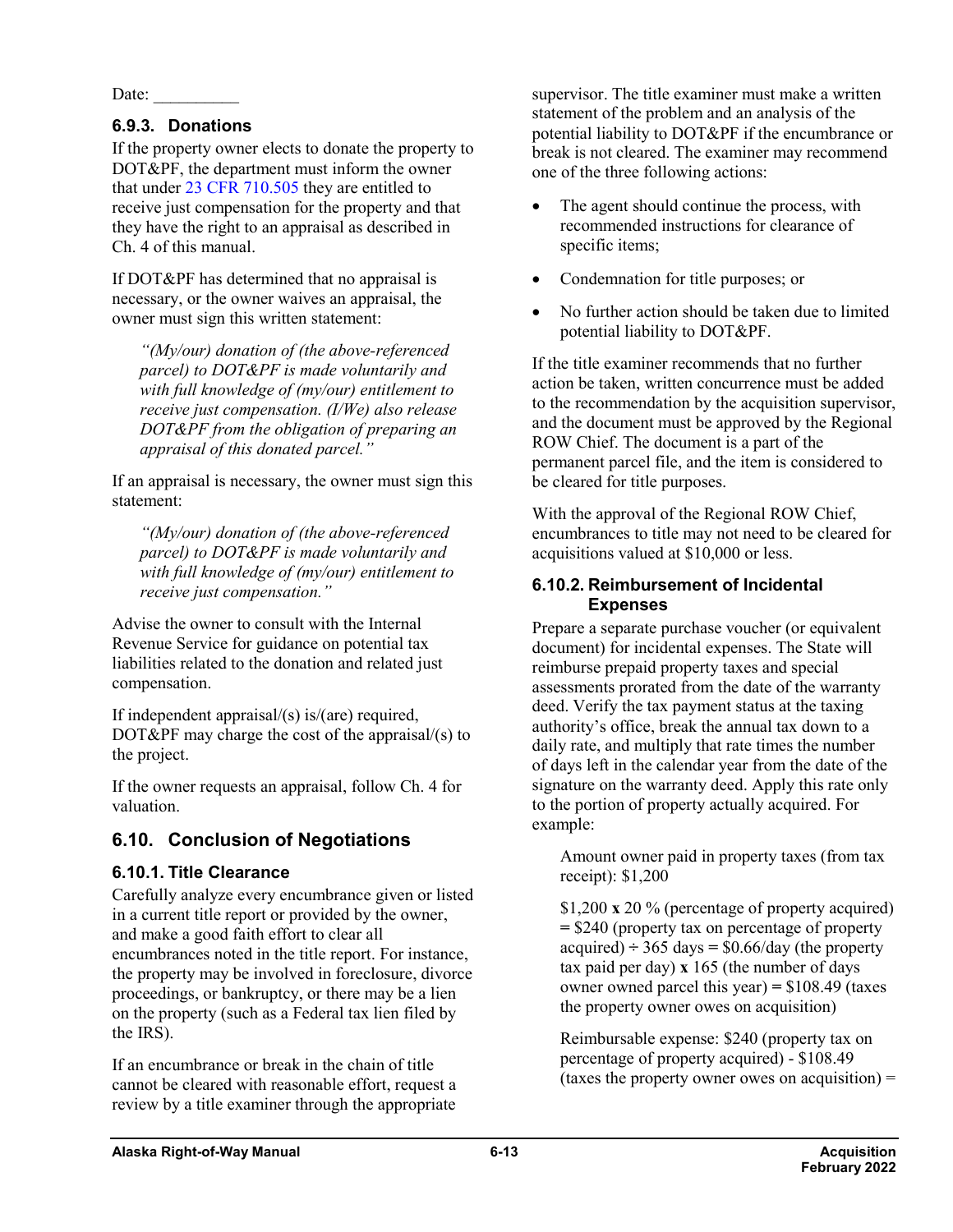Date: __________

### 6.9.3. Donations

If the property owner elects to donate the property to DOT&PF, the department must inform the owner that under 23 CFR 710.505 they are entitled to receive just compensation for the property and that they have the right to an appraisal as described in Ch. 4 of this manual.

If DOT&PF has determined that no appraisal is necessary, or the owner waives an appraisal, the owner must sign this written statement:

> *"(My/our) donation of (the above-referenced parcel) to DOT&PF is made voluntarily and with full knowledge of (my/our) entitlement to receive just compensation. (I/We) also release DOT&PF from the obligation of preparing an appraisal of this donated parcel."*

If an appraisal is necessary, the owner must sign this statement:

> *"(My/our) donation of (the above-referenced parcel) to DOT&PF is made voluntarily and with full knowledge of (my/our) entitlement to receive just compensation."*

Advise the owner to consult with the Internal Revenue Service for guidance on potential tax liabilities related to the donation and related just compensation.

If independent appraisal/(s) is/(are) required, DOT&PF may charge the cost of the appraisal/(s) to the project.

If the owner requests an appraisal, follow Ch. 4 for valuation.

## 6.10. Conclusion of Negotiations

### 6.10.1. Title Clearance

Carefully analyze every encumbrance given or listed in a current title report or provided by the owner, and make a good faith effort to clear all encumbrances noted in the title report. For instance, the property may be involved in foreclosure, divorce proceedings, or bankruptcy, or there may be a lien on the property (such as a Federal tax lien filed by the IRS).

If an encumbrance or break in the chain of title cannot be cleared with reasonable effort, request a review by a title examiner through the appropriate supervisor. The title examiner must make a written statement of the problem and an analysis of the potential liability to DOT&PF if the encumbrance or break is not cleared. The examiner may recommend one of the three following actions:

- The agent should continue the process, with recommended instructions for clearance of specific items;
- Condemnation for title purposes; or
- No further action should be taken due to limited potential liability to DOT&PF.

If the title examiner recommends that no further action be taken, written concurrence must be added to the recommendation by the acquisition supervisor, and the document must be approved by the Regional ROW Chief. The document is a part of the permanent parcel file, and the item is considered to be cleared for title purposes.

With the approval of the Regional ROW Chief, encumbrances to title may not need to be cleared for acquisitions valued at $10,000 or less.

### 6.10.2. Reimbursement of Incidental Expenses

Prepare a separate purchase voucher (or equivalent document) for incidental expenses. The State will reimburse prepaid property taxes and special assessments prorated from the date of the warranty deed. Verify the tax payment status at the taxing authority's office, break the annual tax down to a daily rate, and multiply that rate times the number of days left in the calendar year from the date of the signature on the warranty deed. Apply this rate only to the portion of property actually acquired. For example:

> Amount owner paid in property taxes (from tax receipt): $1,200
>
> $1,200 **x** 20 % (percentage of property acquired) = $240 (property tax on percentage of property acquired) ÷ 365 days = $0.66/day (the property tax paid per day) **x** 165 (the number of days owner owned parcel this year) = $108.49 (taxes the property owner owes on acquisition)
>
> Reimbursable expense: $240 (property tax on percentage of property acquired) - $108.49 (taxes the property owner owes on acquisition) =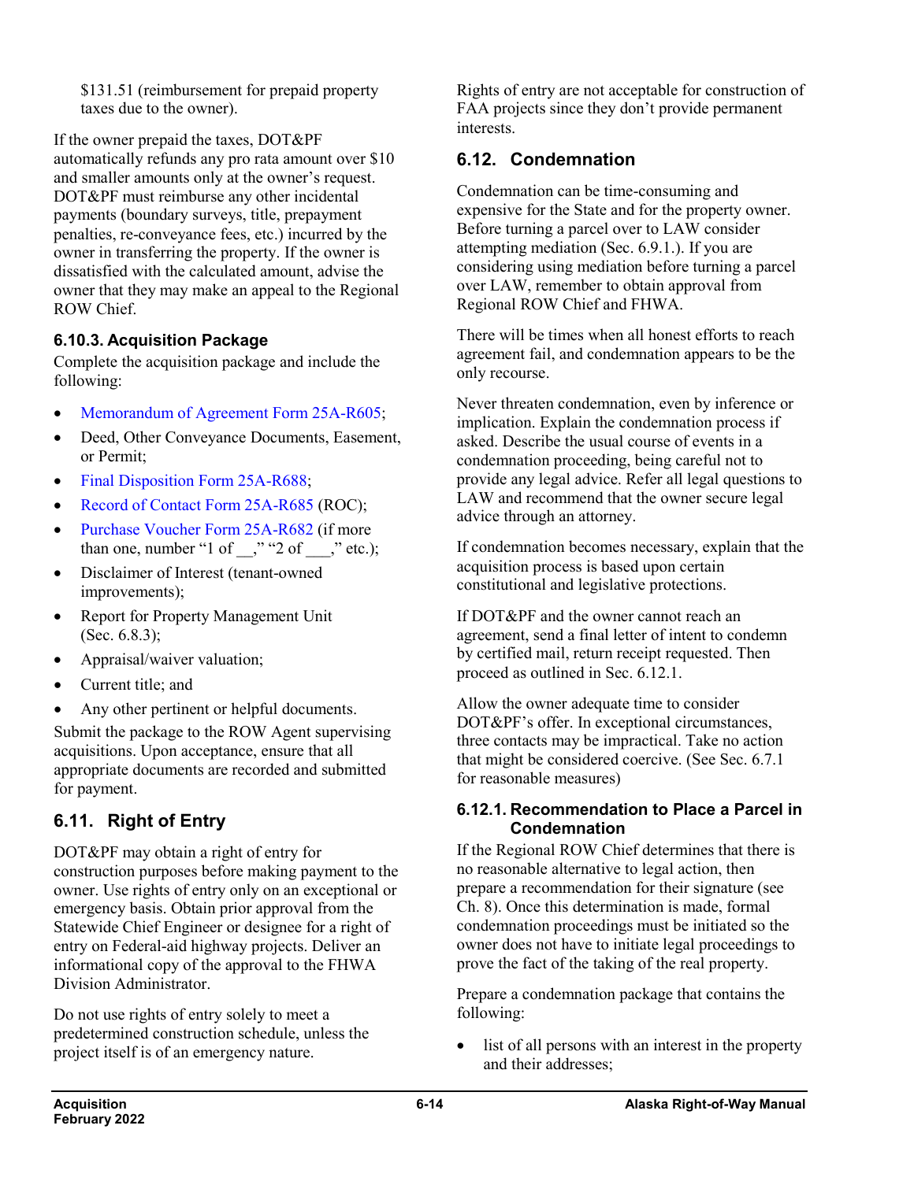$131.51 (reimbursement for prepaid property taxes due to the owner).

If the owner prepaid the taxes, DOT&PF automatically refunds any pro rata amount over $10 and smaller amounts only at the owner's request. DOT&PF must reimburse any other incidental payments (boundary surveys, title, prepayment penalties, re-conveyance fees, etc.) incurred by the owner in transferring the property. If the owner is dissatisfied with the calculated amount, advise the owner that they may make an appeal to the Regional ROW Chief.

### 6.10.3. Acquisition Package

Complete the acquisition package and include the following:

- Memorandum of Agreement Form 25A-R605;
- Deed, Other Conveyance Documents, Easement, or Permit;
- Final Disposition Form 25A-R688;
- Record of Contact Form 25A-R685 (ROC);
- Purchase Voucher Form 25A-R682 (if more than one, number "1 of __," "2 of ___," etc.);
- Disclaimer of Interest (tenant-owned improvements);
- Report for Property Management Unit (Sec. 6.8.3);
- Appraisal/waiver valuation;
- Current title; and
- Any other pertinent or helpful documents.

Submit the package to the ROW Agent supervising acquisitions. Upon acceptance, ensure that all appropriate documents are recorded and submitted for payment.

## 6.11. Right of Entry

DOT&PF may obtain a right of entry for construction purposes before making payment to the owner. Use rights of entry only on an exceptional or emergency basis. Obtain prior approval from the Statewide Chief Engineer or designee for a right of entry on Federal-aid highway projects. Deliver an informational copy of the approval to the FHWA Division Administrator.

Do not use rights of entry solely to meet a predetermined construction schedule, unless the project itself is of an emergency nature.

Rights of entry are not acceptable for construction of FAA projects since they don't provide permanent interests.

## 6.12. Condemnation

Condemnation can be time-consuming and expensive for the State and for the property owner. Before turning a parcel over to LAW consider attempting mediation (Sec. 6.9.1.). If you are considering using mediation before turning a parcel over LAW, remember to obtain approval from Regional ROW Chief and FHWA.

There will be times when all honest efforts to reach agreement fail, and condemnation appears to be the only recourse.

Never threaten condemnation, even by inference or implication. Explain the condemnation process if asked. Describe the usual course of events in a condemnation proceeding, being careful not to provide any legal advice. Refer all legal questions to LAW and recommend that the owner secure legal advice through an attorney.

If condemnation becomes necessary, explain that the acquisition process is based upon certain constitutional and legislative protections.

If DOT&PF and the owner cannot reach an agreement, send a final letter of intent to condemn by certified mail, return receipt requested. Then proceed as outlined in Sec. 6.12.1.

Allow the owner adequate time to consider DOT&PF's offer. In exceptional circumstances, three contacts may be impractical. Take no action that might be considered coercive. (See Sec. 6.7.1 for reasonable measures)

### 6.12.1. Recommendation to Place a Parcel in Condemnation

If the Regional ROW Chief determines that there is no reasonable alternative to legal action, then prepare a recommendation for their signature (see Ch. 8). Once this determination is made, formal condemnation proceedings must be initiated so the owner does not have to initiate legal proceedings to prove the fact of the taking of the real property.

Prepare a condemnation package that contains the following:

- list of all persons with an interest in the property and their addresses;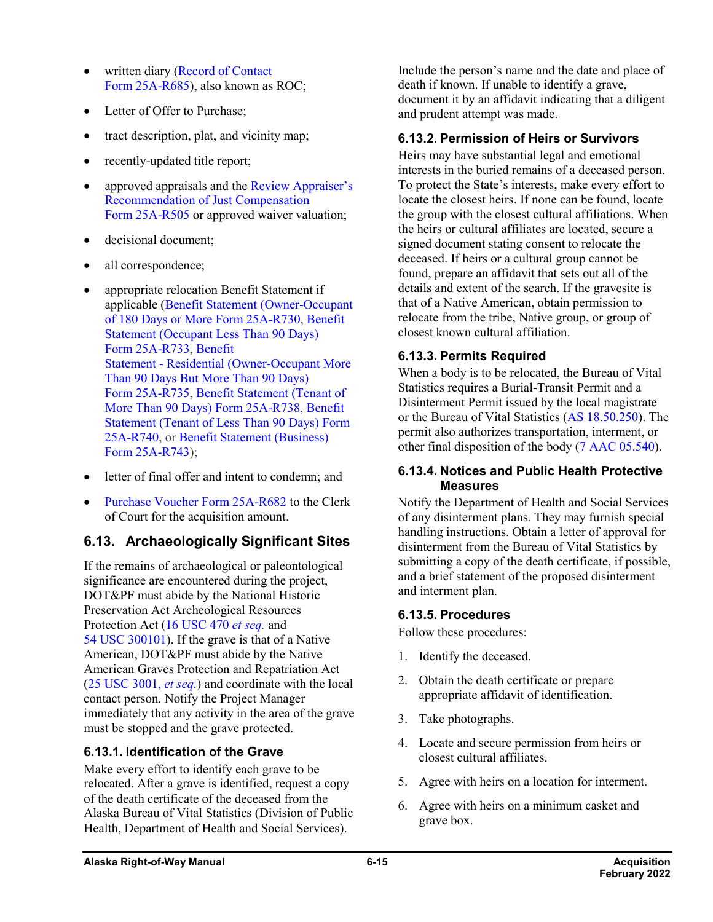- written diary (Record of Contact Form 25A-R685), also known as ROC;
- Letter of Offer to Purchase;
- tract description, plat, and vicinity map;
- recently-updated title report;
- approved appraisals and the Review Appraiser's Recommendation of Just Compensation Form 25A-R505 or approved waiver valuation;
- decisional document;
- all correspondence;
- appropriate relocation Benefit Statement if applicable (Benefit Statement (Owner-Occupant of 180 Days or More Form 25A-R730, Benefit Statement (Occupant Less Than 90 Days) Form 25A-R733, Benefit Statement - Residential (Owner-Occupant More Than 90 Days But More Than 90 Days) Form 25A-R735, Benefit Statement (Tenant of More Than 90 Days) Form 25A-R738, Benefit Statement (Tenant of Less Than 90 Days) Form 25A-R740, or Benefit Statement (Business) Form 25A-R743);
- letter of final offer and intent to condemn; and
- Purchase Voucher Form 25A-R682 to the Clerk of Court for the acquisition amount.

## 6.13. Archaeologically Significant Sites

If the remains of archaeological or paleontological significance are encountered during the project, DOT&PF must abide by the National Historic Preservation Act Archeological Resources Protection Act (16 USC 470 *et seq.* and 54 USC 300101). If the grave is that of a Native American, DOT&PF must abide by the Native American Graves Protection and Repatriation Act (25 USC 3001, *et seq.*) and coordinate with the local contact person. Notify the Project Manager immediately that any activity in the area of the grave must be stopped and the grave protected.

### 6.13.1. Identification of the Grave

Make every effort to identify each grave to be relocated. After a grave is identified, request a copy of the death certificate of the deceased from the Alaska Bureau of Vital Statistics (Division of Public Health, Department of Health and Social Services). Include the person's name and the date and place of death if known. If unable to identify a grave, document it by an affidavit indicating that a diligent and prudent attempt was made.

### 6.13.2. Permission of Heirs or Survivors

Heirs may have substantial legal and emotional interests in the buried remains of a deceased person. To protect the State's interests, make every effort to locate the closest heirs. If none can be found, locate the group with the closest cultural affiliations. When the heirs or cultural affiliates are located, secure a signed document stating consent to relocate the deceased. If heirs or a cultural group cannot be found, prepare an affidavit that sets out all of the details and extent of the search. If the gravesite is that of a Native American, obtain permission to relocate from the tribe, Native group, or group of closest known cultural affiliation.

### 6.13.3. Permits Required

When a body is to be relocated, the Bureau of Vital Statistics requires a Burial-Transit Permit and a Disinterment Permit issued by the local magistrate or the Bureau of Vital Statistics (AS 18.50.250). The permit also authorizes transportation, interment, or other final disposition of the body (7 AAC 05.540).

### 6.13.4. Notices and Public Health Protective Measures

Notify the Department of Health and Social Services of any disinterment plans. They may furnish special handling instructions. Obtain a letter of approval for disinterment from the Bureau of Vital Statistics by submitting a copy of the death certificate, if possible, and a brief statement of the proposed disinterment and interment plan.

### 6.13.5. Procedures

Follow these procedures:

1. Identify the deceased.
2. Obtain the death certificate or prepare appropriate affidavit of identification.
3. Take photographs.
4. Locate and secure permission from heirs or closest cultural affiliates.
5. Agree with heirs on a location for interment.
6. Agree with heirs on a minimum casket and grave box.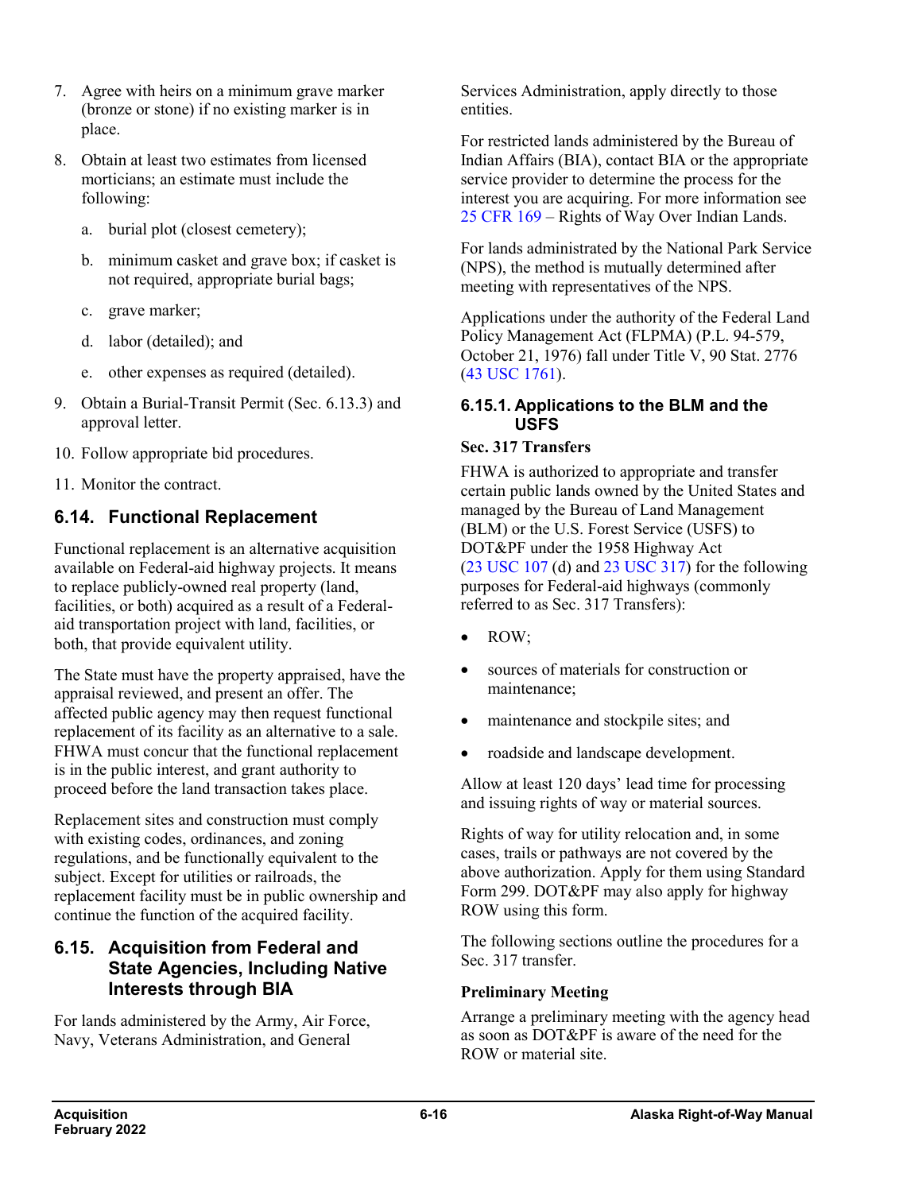7. Agree with heirs on a minimum grave marker (bronze or stone) if no existing marker is in place.

8. Obtain at least two estimates from licensed morticians; an estimate must include the following:

   a. burial plot (closest cemetery);

   b. minimum casket and grave box; if casket is not required, appropriate burial bags;

   c. grave marker;

   d. labor (detailed); and

   e. other expenses as required (detailed).

9. Obtain a Burial-Transit Permit (Sec. 6.13.3) and approval letter.

10. Follow appropriate bid procedures.

11. Monitor the contract.

## 6.14. Functional Replacement

Functional replacement is an alternative acquisition available on Federal-aid highway projects. It means to replace publicly-owned real property (land, facilities, or both) acquired as a result of a Federal-aid transportation project with land, facilities, or both, that provide equivalent utility.

The State must have the property appraised, have the appraisal reviewed, and present an offer. The affected public agency may then request functional replacement of its facility as an alternative to a sale. FHWA must concur that the functional replacement is in the public interest, and grant authority to proceed before the land transaction takes place.

Replacement sites and construction must comply with existing codes, ordinances, and zoning regulations, and be functionally equivalent to the subject. Except for utilities or railroads, the replacement facility must be in public ownership and continue the function of the acquired facility.

## 6.15. Acquisition from Federal and State Agencies, Including Native Interests through BIA

For lands administered by the Army, Air Force, Navy, Veterans Administration, and General Services Administration, apply directly to those entities.

For restricted lands administered by the Bureau of Indian Affairs (BIA), contact BIA or the appropriate service provider to determine the process for the interest you are acquiring. For more information see 25 CFR 169 – Rights of Way Over Indian Lands.

For lands administrated by the National Park Service (NPS), the method is mutually determined after meeting with representatives of the NPS.

Applications under the authority of the Federal Land Policy Management Act (FLPMA) (P.L. 94-579, October 21, 1976) fall under Title V, 90 Stat. 2776 (43 USC 1761).

### 6.15.1. Applications to the BLM and the USFS

**Sec. 317 Transfers**

FHWA is authorized to appropriate and transfer certain public lands owned by the United States and managed by the Bureau of Land Management (BLM) or the U.S. Forest Service (USFS) to DOT&PF under the 1958 Highway Act (23 USC 107 (d) and 23 USC 317) for the following purposes for Federal-aid highways (commonly referred to as Sec. 317 Transfers):

- ROW;
- sources of materials for construction or maintenance;
- maintenance and stockpile sites; and
- roadside and landscape development.

Allow at least 120 days' lead time for processing and issuing rights of way or material sources.

Rights of way for utility relocation and, in some cases, trails or pathways are not covered by the above authorization. Apply for them using Standard Form 299. DOT&PF may also apply for highway ROW using this form.

The following sections outline the procedures for a Sec. 317 transfer.

**Preliminary Meeting**

Arrange a preliminary meeting with the agency head as soon as DOT&PF is aware of the need for the ROW or material site.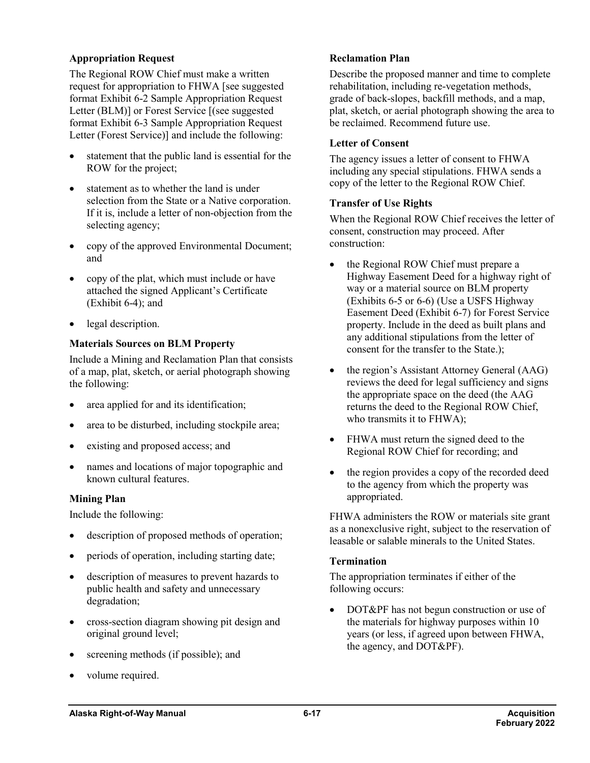### Appropriation Request

The Regional ROW Chief must make a written request for appropriation to FHWA [see suggested format Exhibit 6-2 Sample Appropriation Request Letter (BLM)] or Forest Service [(see suggested format Exhibit 6-3 Sample Appropriation Request Letter (Forest Service)] and include the following:

- statement that the public land is essential for the ROW for the project;
- statement as to whether the land is under selection from the State or a Native corporation. If it is, include a letter of non-objection from the selecting agency;
- copy of the approved Environmental Document; and
- copy of the plat, which must include or have attached the signed Applicant's Certificate (Exhibit 6-4); and
- legal description.

### Materials Sources on BLM Property

Include a Mining and Reclamation Plan that consists of a map, plat, sketch, or aerial photograph showing the following:

- area applied for and its identification;
- area to be disturbed, including stockpile area;
- existing and proposed access; and
- names and locations of major topographic and known cultural features.

### Mining Plan

Include the following:

- description of proposed methods of operation;
- periods of operation, including starting date;
- description of measures to prevent hazards to public health and safety and unnecessary degradation;
- cross-section diagram showing pit design and original ground level;
- screening methods (if possible); and
- volume required.

### Reclamation Plan

Describe the proposed manner and time to complete rehabilitation, including re-vegetation methods, grade of back-slopes, backfill methods, and a map, plat, sketch, or aerial photograph showing the area to be reclaimed. Recommend future use.

### Letter of Consent

The agency issues a letter of consent to FHWA including any special stipulations. FHWA sends a copy of the letter to the Regional ROW Chief.

### Transfer of Use Rights

When the Regional ROW Chief receives the letter of consent, construction may proceed. After construction:

- the Regional ROW Chief must prepare a Highway Easement Deed for a highway right of way or a material source on BLM property (Exhibits 6-5 or 6-6) (Use a USFS Highway Easement Deed (Exhibit 6-7) for Forest Service property. Include in the deed as built plans and any additional stipulations from the letter of consent for the transfer to the State.);
- the region's Assistant Attorney General (AAG) reviews the deed for legal sufficiency and signs the appropriate space on the deed (the AAG returns the deed to the Regional ROW Chief, who transmits it to FHWA);
- FHWA must return the signed deed to the Regional ROW Chief for recording; and
- the region provides a copy of the recorded deed to the agency from which the property was appropriated.

FHWA administers the ROW or materials site grant as a nonexclusive right, subject to the reservation of leasable or salable minerals to the United States.

### Termination

The appropriation terminates if either of the following occurs:

- DOT&PF has not begun construction or use of the materials for highway purposes within 10 years (or less, if agreed upon between FHWA, the agency, and DOT&PF).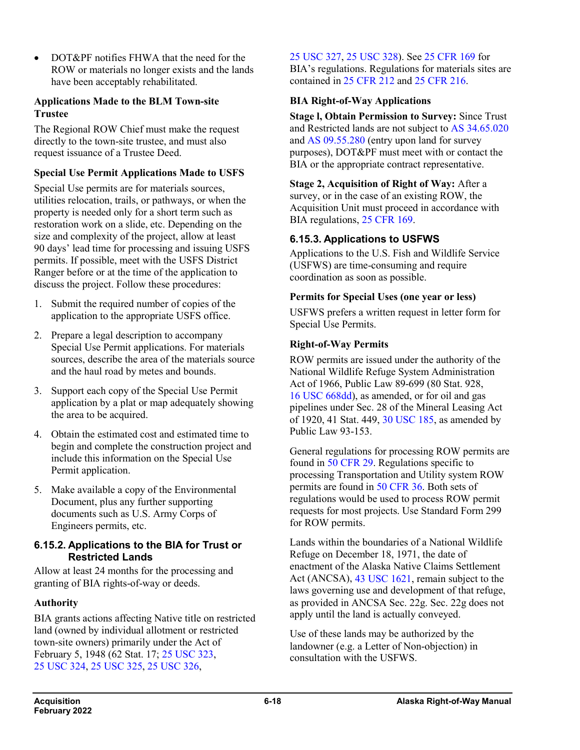- DOT&PF notifies FHWA that the need for the ROW or materials no longer exists and the lands have been acceptably rehabilitated.

**Applications Made to the BLM Town-site Trustee**

The Regional ROW Chief must make the request directly to the town-site trustee, and must also request issuance of a Trustee Deed.

**Special Use Permit Applications Made to USFS**

Special Use permits are for materials sources, utilities relocation, trails, or pathways, or when the property is needed only for a short term such as restoration work on a slide, etc. Depending on the size and complexity of the project, allow at least 90 days' lead time for processing and issuing USFS permits. If possible, meet with the USFS District Ranger before or at the time of the application to discuss the project. Follow these procedures:

1. Submit the required number of copies of the application to the appropriate USFS office.
2. Prepare a legal description to accompany Special Use Permit applications. For materials sources, describe the area of the materials source and the haul road by metes and bounds.
3. Support each copy of the Special Use Permit application by a plat or map adequately showing the area to be acquired.
4. Obtain the estimated cost and estimated time to begin and complete the construction project and include this information on the Special Use Permit application.
5. Make available a copy of the Environmental Document, plus any further supporting documents such as U.S. Army Corps of Engineers permits, etc.

### 6.15.2. Applications to the BIA for Trust or Restricted Lands

Allow at least 24 months for the processing and granting of BIA rights-of-way or deeds.

**Authority**

BIA grants actions affecting Native title on restricted land (owned by individual allotment or restricted town-site owners) primarily under the Act of February 5, 1948 (62 Stat. 17; 25 USC 323, 25 USC 324, 25 USC 325, 25 USC 326, 25 USC 327, 25 USC 328). See 25 CFR 169 for BIA's regulations. Regulations for materials sites are contained in 25 CFR 212 and 25 CFR 216.

**BIA Right-of-Way Applications**

**Stage l, Obtain Permission to Survey:** Since Trust and Restricted lands are not subject to AS 34.65.020 and AS 09.55.280 (entry upon land for survey purposes), DOT&PF must meet with or contact the BIA or the appropriate contract representative.

**Stage 2, Acquisition of Right of Way:** After a survey, or in the case of an existing ROW, the Acquisition Unit must proceed in accordance with BIA regulations, 25 CFR 169.

### 6.15.3. Applications to USFWS

Applications to the U.S. Fish and Wildlife Service (USFWS) are time-consuming and require coordination as soon as possible.

**Permits for Special Uses (one year or less)**

USFWS prefers a written request in letter form for Special Use Permits.

**Right-of-Way Permits**

ROW permits are issued under the authority of the National Wildlife Refuge System Administration Act of 1966, Public Law 89-699 (80 Stat. 928, 16 USC 668dd), as amended, or for oil and gas pipelines under Sec. 28 of the Mineral Leasing Act of 1920, 41 Stat. 449, 30 USC 185, as amended by Public Law 93-153.

General regulations for processing ROW permits are found in 50 CFR 29. Regulations specific to processing Transportation and Utility system ROW permits are found in 50 CFR 36. Both sets of regulations would be used to process ROW permit requests for most projects. Use Standard Form 299 for ROW permits.

Lands within the boundaries of a National Wildlife Refuge on December 18, 1971, the date of enactment of the Alaska Native Claims Settlement Act (ANCSA), 43 USC 1621, remain subject to the laws governing use and development of that refuge, as provided in ANCSA Sec. 22g. Sec. 22g does not apply until the land is actually conveyed.

Use of these lands may be authorized by the landowner (e.g. a Letter of Non-objection) in consultation with the USFWS.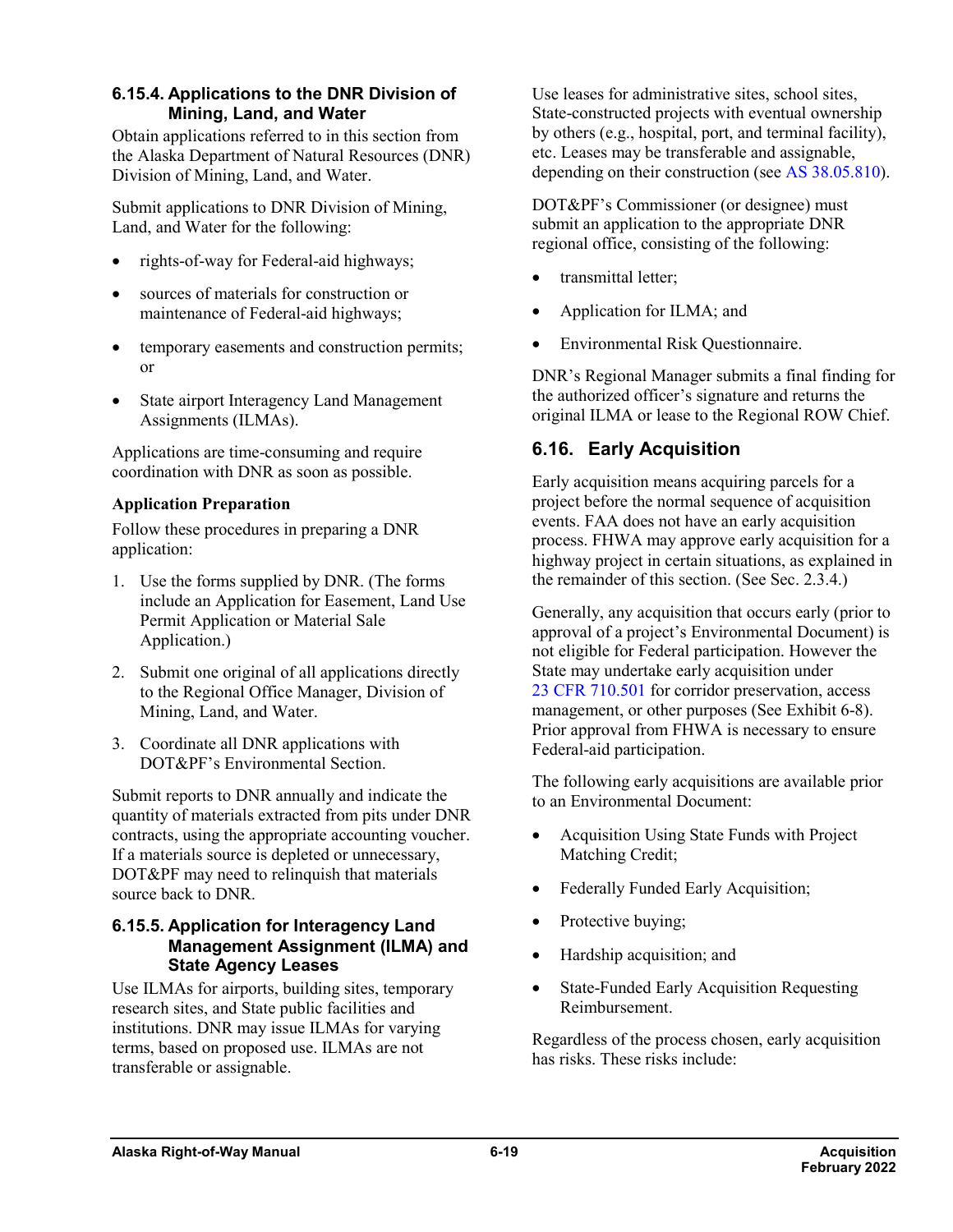### 6.15.4. Applications to the DNR Division of Mining, Land, and Water

Obtain applications referred to in this section from the Alaska Department of Natural Resources (DNR) Division of Mining, Land, and Water.

Submit applications to DNR Division of Mining, Land, and Water for the following:

- rights-of-way for Federal-aid highways;
- sources of materials for construction or maintenance of Federal-aid highways;
- temporary easements and construction permits; or
- State airport Interagency Land Management Assignments (ILMAs).

Applications are time-consuming and require coordination with DNR as soon as possible.

**Application Preparation**

Follow these procedures in preparing a DNR application:

1. Use the forms supplied by DNR. (The forms include an Application for Easement, Land Use Permit Application or Material Sale Application.)
2. Submit one original of all applications directly to the Regional Office Manager, Division of Mining, Land, and Water.
3. Coordinate all DNR applications with DOT&PF's Environmental Section.

Submit reports to DNR annually and indicate the quantity of materials extracted from pits under DNR contracts, using the appropriate accounting voucher. If a materials source is depleted or unnecessary, DOT&PF may need to relinquish that materials source back to DNR.

### 6.15.5. Application for Interagency Land Management Assignment (ILMA) and State Agency Leases

Use ILMAs for airports, building sites, temporary research sites, and State public facilities and institutions. DNR may issue ILMAs for varying terms, based on proposed use. ILMAs are not transferable or assignable.

Use leases for administrative sites, school sites, State-constructed projects with eventual ownership by others (e.g., hospital, port, and terminal facility), etc. Leases may be transferable and assignable, depending on their construction (see AS 38.05.810).

DOT&PF's Commissioner (or designee) must submit an application to the appropriate DNR regional office, consisting of the following:

- transmittal letter;
- Application for ILMA; and
- Environmental Risk Questionnaire.

DNR's Regional Manager submits a final finding for the authorized officer's signature and returns the original ILMA or lease to the Regional ROW Chief.

## 6.16. Early Acquisition

Early acquisition means acquiring parcels for a project before the normal sequence of acquisition events. FAA does not have an early acquisition process. FHWA may approve early acquisition for a highway project in certain situations, as explained in the remainder of this section. (See Sec. 2.3.4.)

Generally, any acquisition that occurs early (prior to approval of a project's Environmental Document) is not eligible for Federal participation. However the State may undertake early acquisition under 23 CFR 710.501 for corridor preservation, access management, or other purposes (See Exhibit 6-8). Prior approval from FHWA is necessary to ensure Federal-aid participation.

The following early acquisitions are available prior to an Environmental Document:

- Acquisition Using State Funds with Project Matching Credit;
- Federally Funded Early Acquisition;
- Protective buying;
- Hardship acquisition; and
- State-Funded Early Acquisition Requesting Reimbursement.

Regardless of the process chosen, early acquisition has risks. These risks include: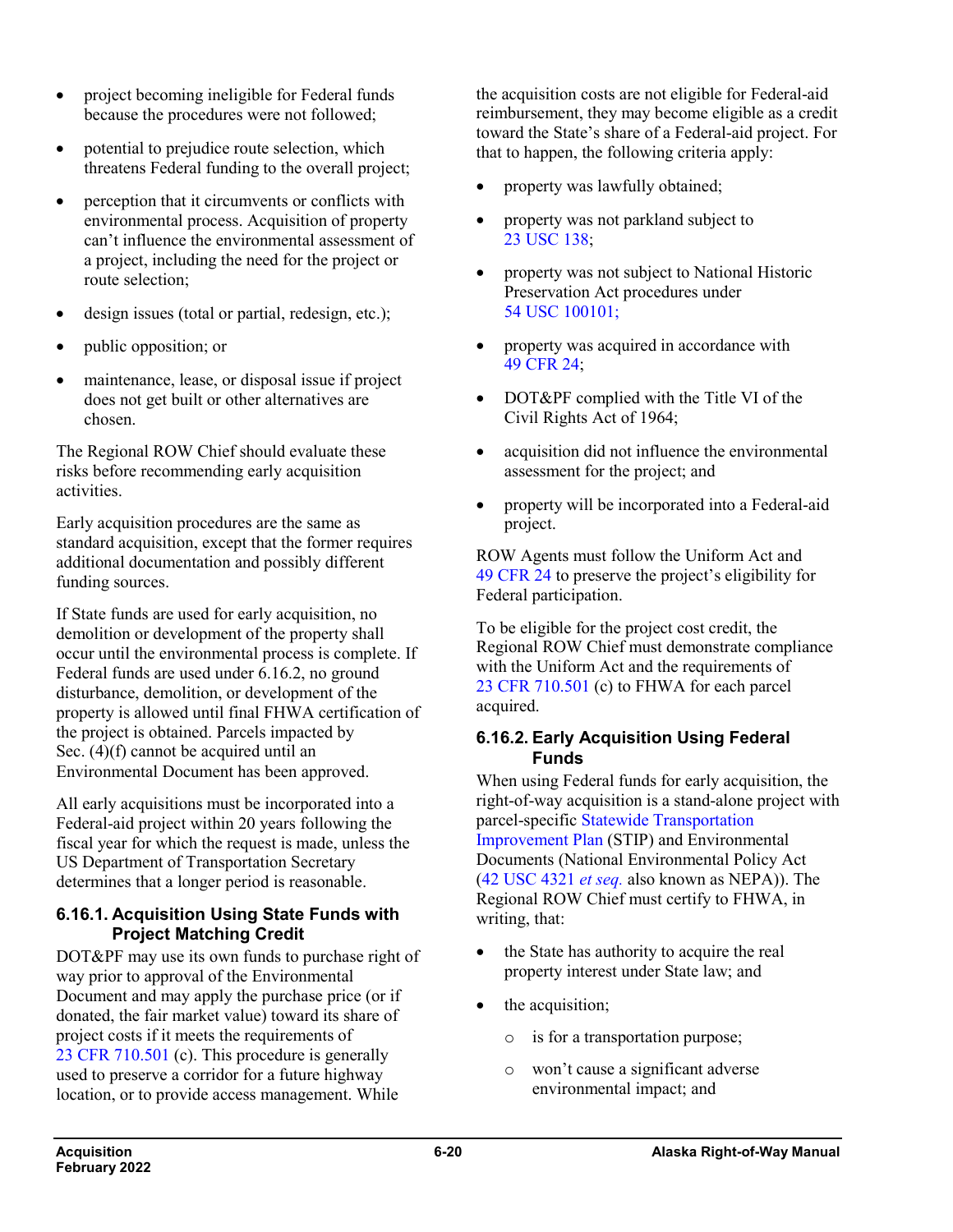- project becoming ineligible for Federal funds because the procedures were not followed;
- potential to prejudice route selection, which threatens Federal funding to the overall project;
- perception that it circumvents or conflicts with environmental process. Acquisition of property can't influence the environmental assessment of a project, including the need for the project or route selection;
- design issues (total or partial, redesign, etc.);
- public opposition; or
- maintenance, lease, or disposal issue if project does not get built or other alternatives are chosen.

The Regional ROW Chief should evaluate these risks before recommending early acquisition activities.

Early acquisition procedures are the same as standard acquisition, except that the former requires additional documentation and possibly different funding sources.

If State funds are used for early acquisition, no demolition or development of the property shall occur until the environmental process is complete. If Federal funds are used under 6.16.2, no ground disturbance, demolition, or development of the property is allowed until final FHWA certification of the project is obtained. Parcels impacted by Sec. (4)(f) cannot be acquired until an Environmental Document has been approved.

All early acquisitions must be incorporated into a Federal-aid project within 20 years following the fiscal year for which the request is made, unless the US Department of Transportation Secretary determines that a longer period is reasonable.

### 6.16.1. Acquisition Using State Funds with Project Matching Credit

DOT&PF may use its own funds to purchase right of way prior to approval of the Environmental Document and may apply the purchase price (or if donated, the fair market value) toward its share of project costs if it meets the requirements of 23 CFR 710.501 (c). This procedure is generally used to preserve a corridor for a future highway location, or to provide access management. While the acquisition costs are not eligible for Federal-aid reimbursement, they may become eligible as a credit toward the State's share of a Federal-aid project. For that to happen, the following criteria apply:

- property was lawfully obtained;
- property was not parkland subject to 23 USC 138;
- property was not subject to National Historic Preservation Act procedures under 54 USC 100101;
- property was acquired in accordance with 49 CFR 24;
- DOT&PF complied with the Title VI of the Civil Rights Act of 1964;
- acquisition did not influence the environmental assessment for the project; and
- property will be incorporated into a Federal-aid project.

ROW Agents must follow the Uniform Act and 49 CFR 24 to preserve the project's eligibility for Federal participation.

To be eligible for the project cost credit, the Regional ROW Chief must demonstrate compliance with the Uniform Act and the requirements of 23 CFR 710.501 (c) to FHWA for each parcel acquired.

### 6.16.2. Early Acquisition Using Federal Funds

When using Federal funds for early acquisition, the right-of-way acquisition is a stand-alone project with parcel-specific Statewide Transportation Improvement Plan (STIP) and Environmental Documents (National Environmental Policy Act (42 USC 4321 *et seq.* also known as NEPA)). The Regional ROW Chief must certify to FHWA, in writing, that:

- the State has authority to acquire the real property interest under State law; and
- the acquisition;
  - is for a transportation purpose;
  - won't cause a significant adverse environmental impact; and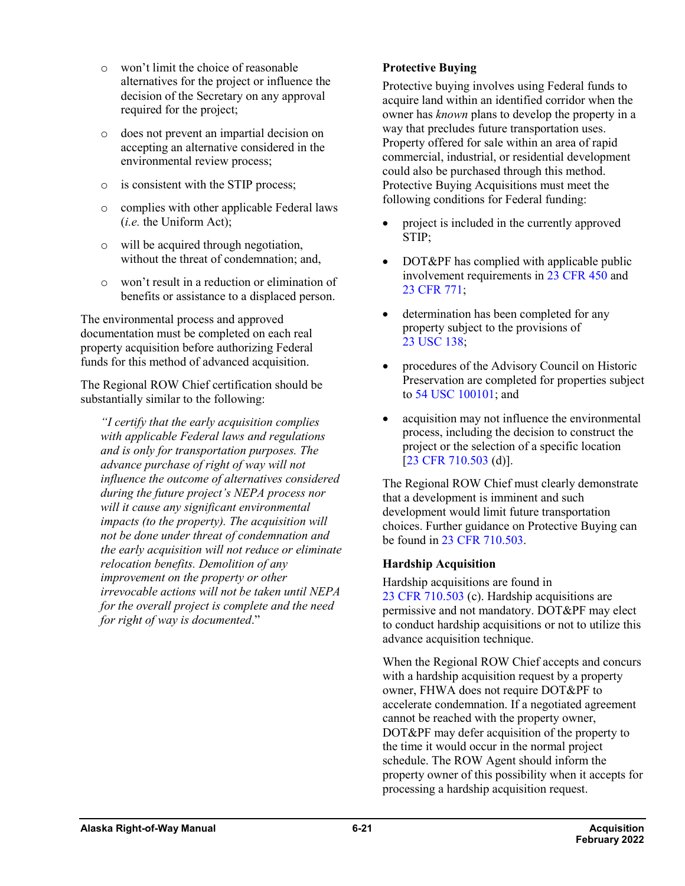- won't limit the choice of reasonable alternatives for the project or influence the decision of the Secretary on any approval required for the project;
- does not prevent an impartial decision on accepting an alternative considered in the environmental review process;
- is consistent with the STIP process;
- complies with other applicable Federal laws (*i.e.* the Uniform Act);
- will be acquired through negotiation, without the threat of condemnation; and,
- won't result in a reduction or elimination of benefits or assistance to a displaced person.

The environmental process and approved documentation must be completed on each real property acquisition before authorizing Federal funds for this method of advanced acquisition.

The Regional ROW Chief certification should be substantially similar to the following:

> *"I certify that the early acquisition complies with applicable Federal laws and regulations and is only for transportation purposes. The advance purchase of right of way will not influence the outcome of alternatives considered during the future project's NEPA process nor will it cause any significant environmental impacts (to the property). The acquisition will not be done under threat of condemnation and the early acquisition will not reduce or eliminate relocation benefits. Demolition of any improvement on the property or other irrevocable actions will not be taken until NEPA for the overall project is complete and the need for right of way is documented*."

### Protective Buying

Protective buying involves using Federal funds to acquire land within an identified corridor when the owner has *known* plans to develop the property in a way that precludes future transportation uses. Property offered for sale within an area of rapid commercial, industrial, or residential development could also be purchased through this method. Protective Buying Acquisitions must meet the following conditions for Federal funding:

- project is included in the currently approved STIP;
- DOT&PF has complied with applicable public involvement requirements in 23 CFR 450 and 23 CFR 771;
- determination has been completed for any property subject to the provisions of 23 USC 138;
- procedures of the Advisory Council on Historic Preservation are completed for properties subject to 54 USC 100101; and
- acquisition may not influence the environmental process, including the decision to construct the project or the selection of a specific location [23 CFR 710.503 (d)].

The Regional ROW Chief must clearly demonstrate that a development is imminent and such development would limit future transportation choices. Further guidance on Protective Buying can be found in 23 CFR 710.503.

### Hardship Acquisition

Hardship acquisitions are found in 23 CFR 710.503 (c). Hardship acquisitions are permissive and not mandatory. DOT&PF may elect to conduct hardship acquisitions or not to utilize this advance acquisition technique.

When the Regional ROW Chief accepts and concurs with a hardship acquisition request by a property owner, FHWA does not require DOT&PF to accelerate condemnation. If a negotiated agreement cannot be reached with the property owner, DOT&PF may defer acquisition of the property to the time it would occur in the normal project schedule. The ROW Agent should inform the property owner of this possibility when it accepts for processing a hardship acquisition request.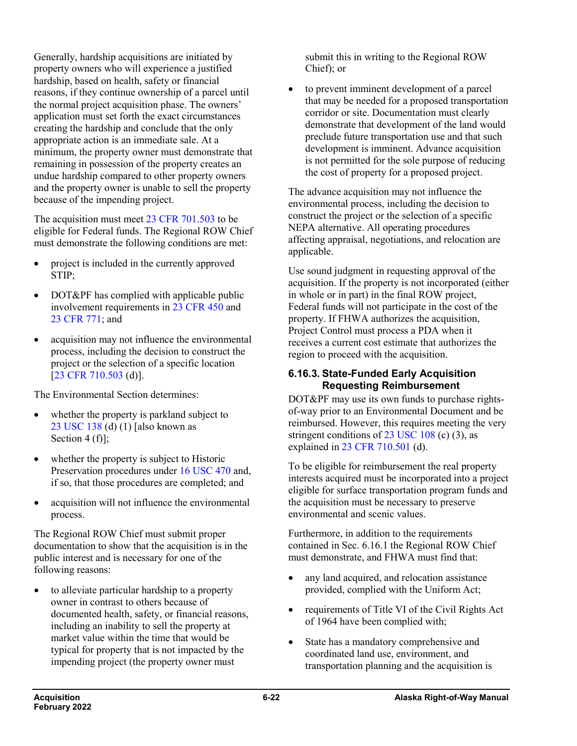Generally, hardship acquisitions are initiated by property owners who will experience a justified hardship, based on health, safety or financial reasons, if they continue ownership of a parcel until the normal project acquisition phase. The owners' application must set forth the exact circumstances creating the hardship and conclude that the only appropriate action is an immediate sale. At a minimum, the property owner must demonstrate that remaining in possession of the property creates an undue hardship compared to other property owners and the property owner is unable to sell the property because of the impending project.

The acquisition must meet 23 CFR 701.503 to be eligible for Federal funds. The Regional ROW Chief must demonstrate the following conditions are met:

- project is included in the currently approved STIP;
- DOT&PF has complied with applicable public involvement requirements in 23 CFR 450 and 23 CFR 771; and
- acquisition may not influence the environmental process, including the decision to construct the project or the selection of a specific location [23 CFR 710.503 (d)].

The Environmental Section determines:

- whether the property is parkland subject to 23 USC 138 (d) (1) [also known as Section 4 (f)];
- whether the property is subject to Historic Preservation procedures under 16 USC 470 and, if so, that those procedures are completed; and
- acquisition will not influence the environmental process.

The Regional ROW Chief must submit proper documentation to show that the acquisition is in the public interest and is necessary for one of the following reasons:

- to alleviate particular hardship to a property owner in contrast to others because of documented health, safety, or financial reasons, including an inability to sell the property at market value within the time that would be typical for property that is not impacted by the impending project (the property owner must submit this in writing to the Regional ROW Chief); or
- to prevent imminent development of a parcel that may be needed for a proposed transportation corridor or site. Documentation must clearly demonstrate that development of the land would preclude future transportation use and that such development is imminent. Advance acquisition is not permitted for the sole purpose of reducing the cost of property for a proposed project.

The advance acquisition may not influence the environmental process, including the decision to construct the project or the selection of a specific NEPA alternative. All operating procedures affecting appraisal, negotiations, and relocation are applicable.

Use sound judgment in requesting approval of the acquisition. If the property is not incorporated (either in whole or in part) in the final ROW project, Federal funds will not participate in the cost of the property. If FHWA authorizes the acquisition, Project Control must process a PDA when it receives a current cost estimate that authorizes the region to proceed with the acquisition.

### 6.16.3. State-Funded Early Acquisition Requesting Reimbursement

DOT&PF may use its own funds to purchase rights-of-way prior to an Environmental Document and be reimbursed. However, this requires meeting the very stringent conditions of 23 USC 108 (c) (3), as explained in 23 CFR 710.501 (d).

To be eligible for reimbursement the real property interests acquired must be incorporated into a project eligible for surface transportation program funds and the acquisition must be necessary to preserve environmental and scenic values.

Furthermore, in addition to the requirements contained in Sec. 6.16.1 the Regional ROW Chief must demonstrate, and FHWA must find that:

- any land acquired, and relocation assistance provided, complied with the Uniform Act;
- requirements of Title VI of the Civil Rights Act of 1964 have been complied with;
- State has a mandatory comprehensive and coordinated land use, environment, and transportation planning and the acquisition is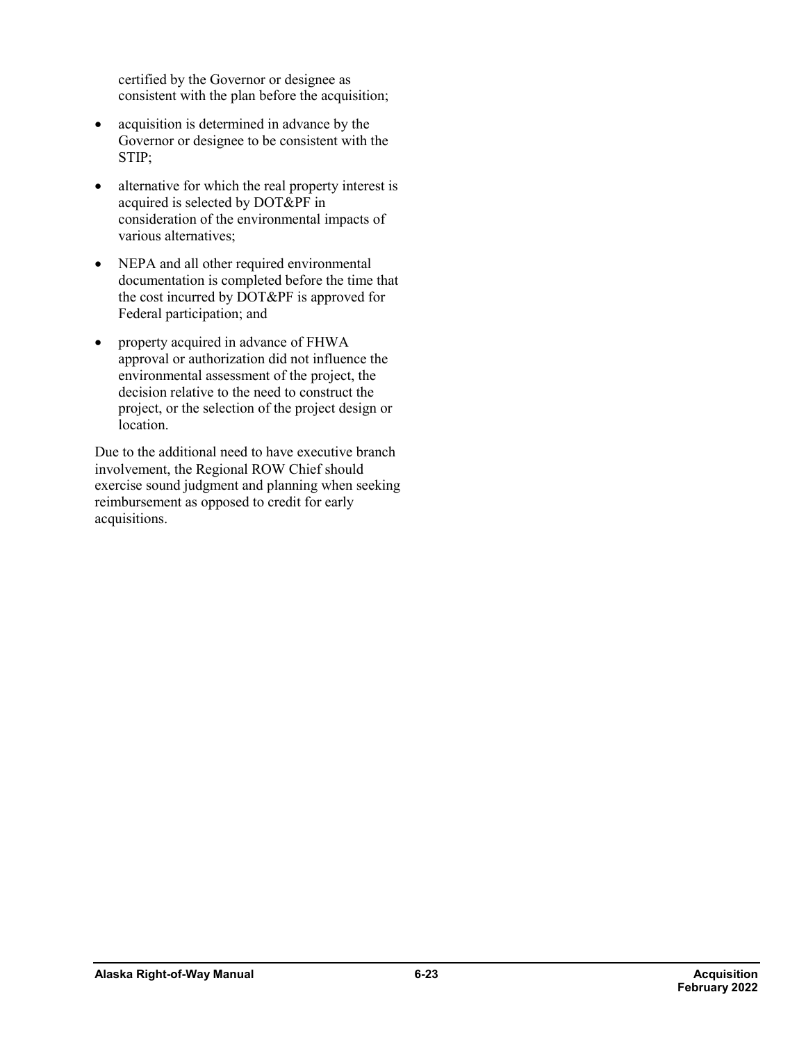certified by the Governor or designee as consistent with the plan before the acquisition;

- acquisition is determined in advance by the Governor or designee to be consistent with the STIP;
- alternative for which the real property interest is acquired is selected by DOT&PF in consideration of the environmental impacts of various alternatives;
- NEPA and all other required environmental documentation is completed before the time that the cost incurred by DOT&PF is approved for Federal participation; and
- property acquired in advance of FHWA approval or authorization did not influence the environmental assessment of the project, the decision relative to the need to construct the project, or the selection of the project design or location.

Due to the additional need to have executive branch involvement, the Regional ROW Chief should exercise sound judgment and planning when seeking reimbursement as opposed to credit for early acquisitions.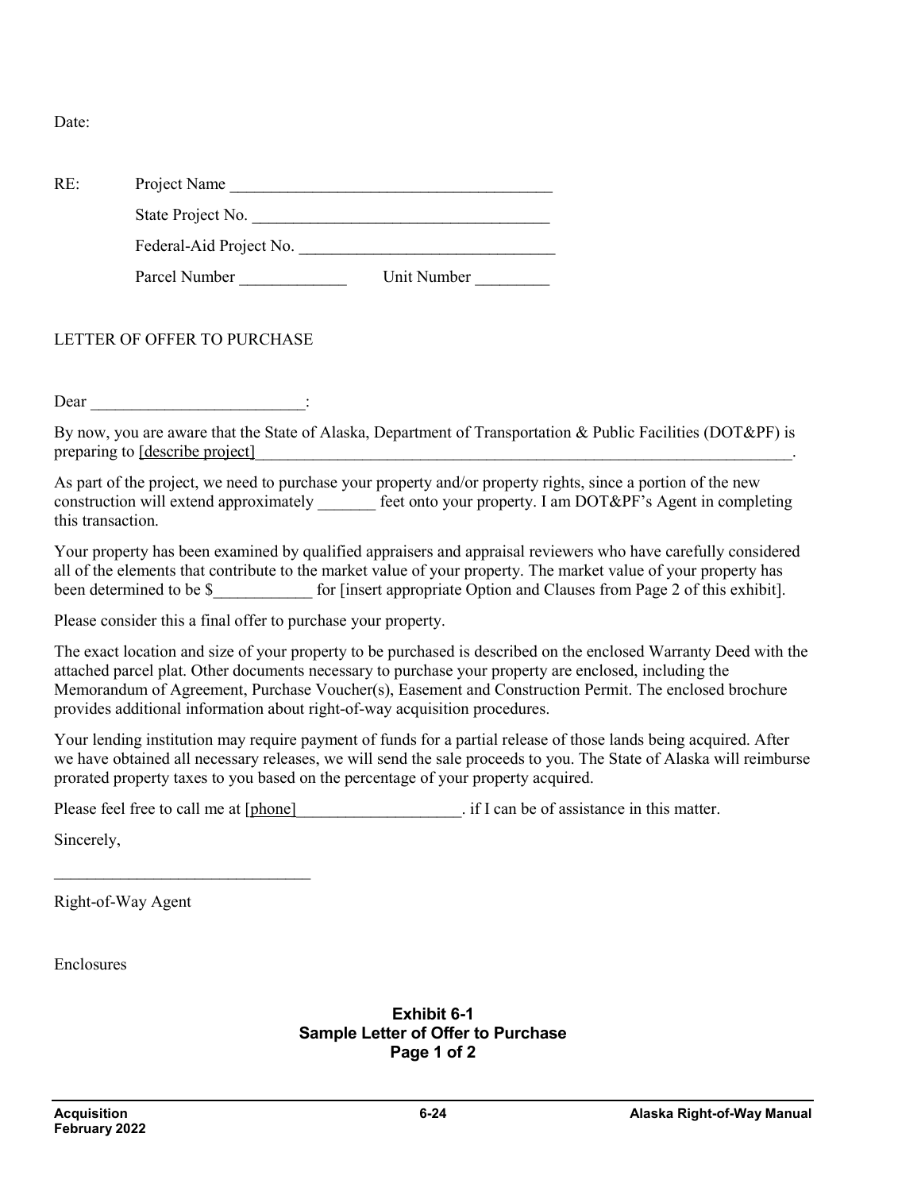Date:

RE: Project Name ________________________________________

State Project No. ____________________________________

Federal-Aid Project No. _______________________________

Parcel Number _____________ Unit Number _________

LETTER OF OFFER TO PURCHASE

Dear __________________________:

By now, you are aware that the State of Alaska, Department of Transportation & Public Facilities (DOT&PF) is preparing to [describe project]______________________________________________________________________.

As part of the project, we need to purchase your property and/or property rights, since a portion of the new construction will extend approximately _______ feet onto your property. I am DOT&PF's Agent in completing this transaction.

Your property has been examined by qualified appraisers and appraisal reviewers who have carefully considered all of the elements that contribute to the market value of your property. The market value of your property has been determined to be $____________ for [insert appropriate Option and Clauses from Page 2 of this exhibit].

Please consider this a final offer to purchase your property.

The exact location and size of your property to be purchased is described on the enclosed Warranty Deed with the attached parcel plat. Other documents necessary to purchase your property are enclosed, including the Memorandum of Agreement, Purchase Voucher(s), Easement and Construction Permit. The enclosed brochure provides additional information about right-of-way acquisition procedures.

Your lending institution may require payment of funds for a partial release of those lands being acquired. After we have obtained all necessary releases, we will send the sale proceeds to you. The State of Alaska will reimburse prorated property taxes to you based on the percentage of your property acquired.

Please feel free to call me at [phone]____________________. if I can be of assistance in this matter.

Sincerely,

_______________________________

Right-of-Way Agent

Enclosures

**Exhibit 6-1**
**Sample Letter of Offer to Purchase**
**Page 1 of 2**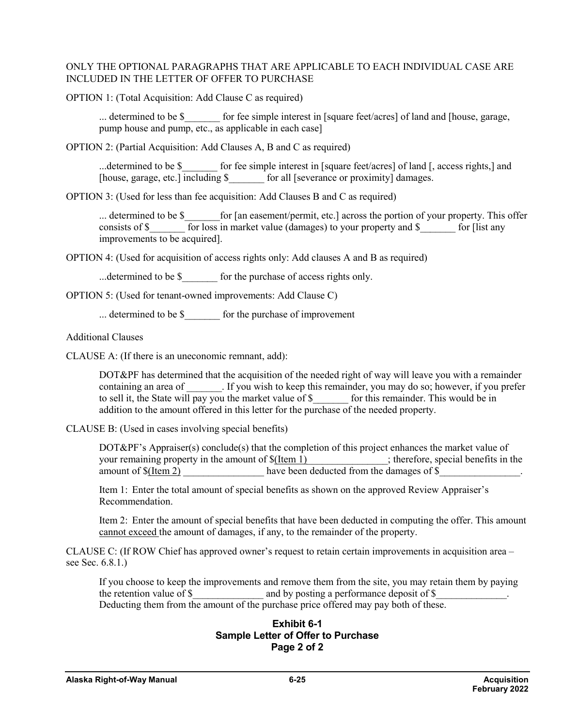ONLY THE OPTIONAL PARAGRAPHS THAT ARE APPLICABLE TO EACH INDIVIDUAL CASE ARE INCLUDED IN THE LETTER OF OFFER TO PURCHASE

OPTION 1: (Total Acquisition: Add Clause C as required)

> ... determined to be $_______ for fee simple interest in [square feet/acres] of land and [house, garage, pump house and pump, etc., as applicable in each case]

OPTION 2: (Partial Acquisition: Add Clauses A, B and C as required)

> ...determined to be $_______ for fee simple interest in [square feet/acres] of land [, access rights,] and [house, garage, etc.] including $_______ for all [severance or proximity] damages.

OPTION 3: (Used for less than fee acquisition: Add Clauses B and C as required)

> ... determined to be $_______for [an easement/permit, etc.] across the portion of your property. This offer consists of $_______ for loss in market value (damages) to your property and $_______ for [list any improvements to be acquired].

OPTION 4: (Used for acquisition of access rights only: Add clauses A and B as required)

> ...determined to be $_______ for the purchase of access rights only.

OPTION 5: (Used for tenant-owned improvements: Add Clause C)

> ... determined to be $_______ for the purchase of improvement

Additional Clauses

CLAUSE A: (If there is an uneconomic remnant, add):

> DOT&PF has determined that the acquisition of the needed right of way will leave you with a remainder containing an area of _______. If you wish to keep this remainder, you may do so; however, if you prefer to sell it, the State will pay you the market value of $_______ for this remainder. This would be in addition to the amount offered in this letter for the purchase of the needed property.

CLAUSE B: (Used in cases involving special benefits)

> DOT&PF's Appraiser(s) conclude(s) that the completion of this project enhances the market value of your remaining property in the amount of $(Item 1)________________; therefore, special benefits in the amount of $(Item 2) ________________ have been deducted from the damages of $________________.
>
> Item 1: Enter the total amount of special benefits as shown on the approved Review Appraiser's Recommendation.
>
> Item 2: Enter the amount of special benefits that have been deducted in computing the offer. This amount cannot exceed the amount of damages, if any, to the remainder of the property.

CLAUSE C: (If ROW Chief has approved owner's request to retain certain improvements in acquisition area – see Sec. 6.8.1.)

> If you choose to keep the improvements and remove them from the site, you may retain them by paying the retention value of $______________ and by posting a performance deposit of $______________. Deducting them from the amount of the purchase price offered may pay both of these.

**Exhibit 6-1**
**Sample Letter of Offer to Purchase**
**Page 2 of 2**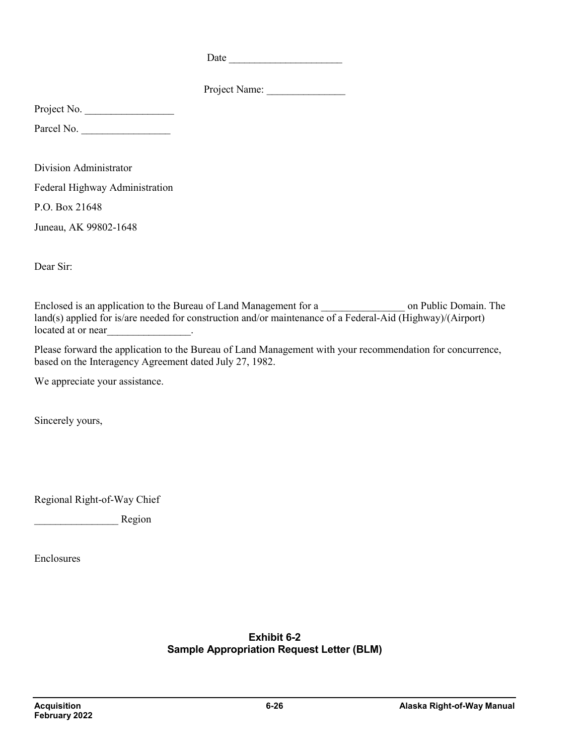Date ______________________

Project Name: _______________

Project No. _________________

Parcel No. _________________

Division Administrator

Federal Highway Administration

P.O. Box 21648

Juneau, AK 99802-1648

Dear Sir:

Enclosed is an application to the Bureau of Land Management for a ________________ on Public Domain. The land(s) applied for is/are needed for construction and/or maintenance of a Federal-Aid (Highway)/(Airport) located at or near________________.

Please forward the application to the Bureau of Land Management with your recommendation for concurrence, based on the Interagency Agreement dated July 27, 1982.

We appreciate your assistance.

Sincerely yours,

Regional Right-of-Way Chief

________________ Region

Enclosures

**Exhibit 6-2**
**Sample Appropriation Request Letter (BLM)**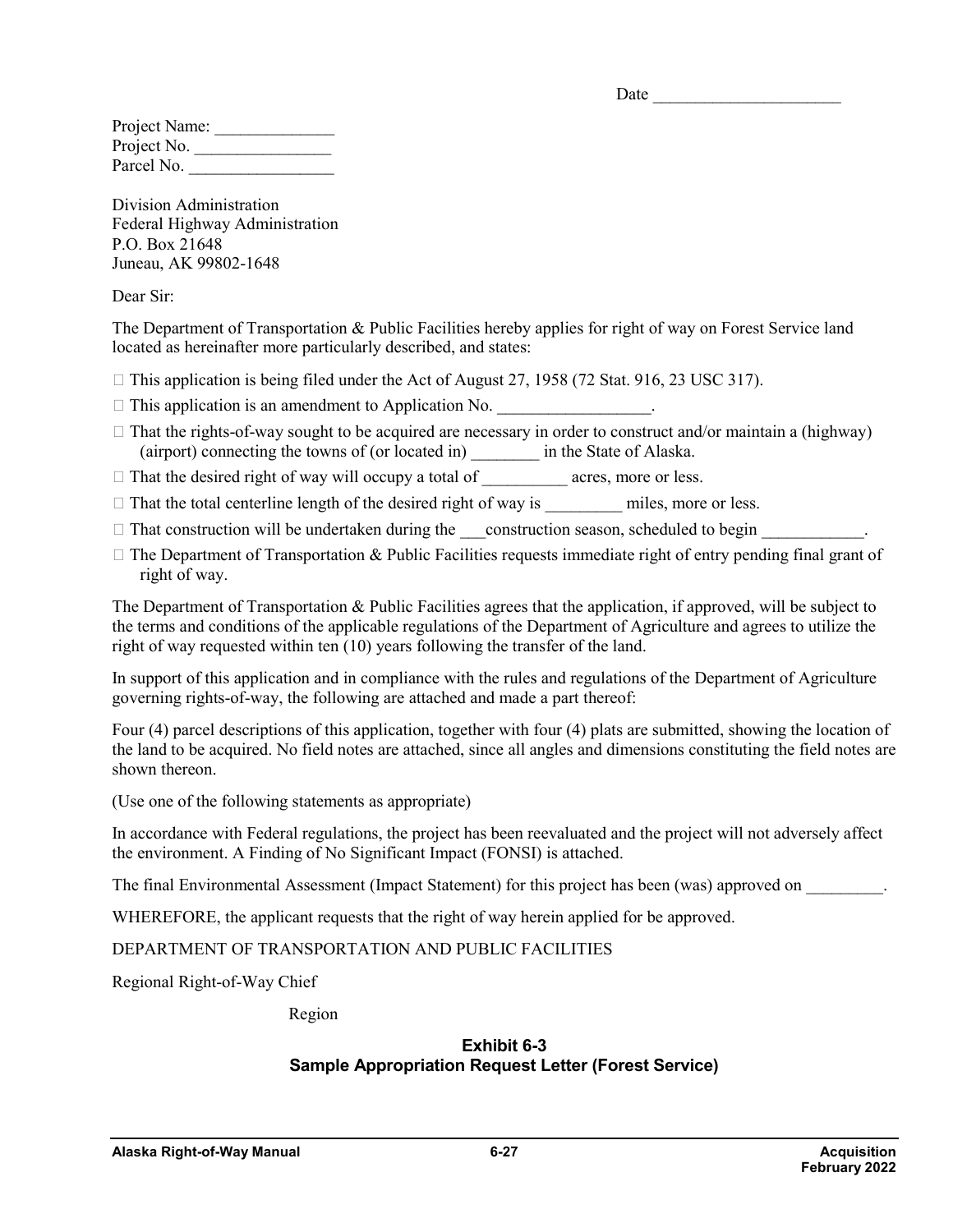Date ______________________

Project Name: ______________
Project No. ________________
Parcel No. _________________

Division Administration
Federal Highway Administration
P.O. Box 21648
Juneau, AK 99802-1648

Dear Sir:

The Department of Transportation & Public Facilities hereby applies for right of way on Forest Service land located as hereinafter more particularly described, and states:

- This application is being filed under the Act of August 27, 1958 (72 Stat. 916, 23 USC 317).
- This application is an amendment to Application No. __________________.
- That the rights-of-way sought to be acquired are necessary in order to construct and/or maintain a (highway) (airport) connecting the towns of (or located in) ________ in the State of Alaska.
- That the desired right of way will occupy a total of __________ acres, more or less.
- That the total centerline length of the desired right of way is _________ miles, more or less.
- That construction will be undertaken during the ___construction season, scheduled to begin ____________.
- The Department of Transportation & Public Facilities requests immediate right of entry pending final grant of right of way.

The Department of Transportation & Public Facilities agrees that the application, if approved, will be subject to the terms and conditions of the applicable regulations of the Department of Agriculture and agrees to utilize the right of way requested within ten (10) years following the transfer of the land.

In support of this application and in compliance with the rules and regulations of the Department of Agriculture governing rights-of-way, the following are attached and made a part thereof:

Four (4) parcel descriptions of this application, together with four (4) plats are submitted, showing the location of the land to be acquired. No field notes are attached, since all angles and dimensions constituting the field notes are shown thereon.

(Use one of the following statements as appropriate)

In accordance with Federal regulations, the project has been reevaluated and the project will not adversely affect the environment. A Finding of No Significant Impact (FONSI) is attached.

The final Environmental Assessment (Impact Statement) for this project has been (was) approved on _________.

WHEREFORE, the applicant requests that the right of way herein applied for be approved.

DEPARTMENT OF TRANSPORTATION AND PUBLIC FACILITIES

Regional Right-of-Way Chief

Region

**Exhibit 6-3**
**Sample Appropriation Request Letter (Forest Service)**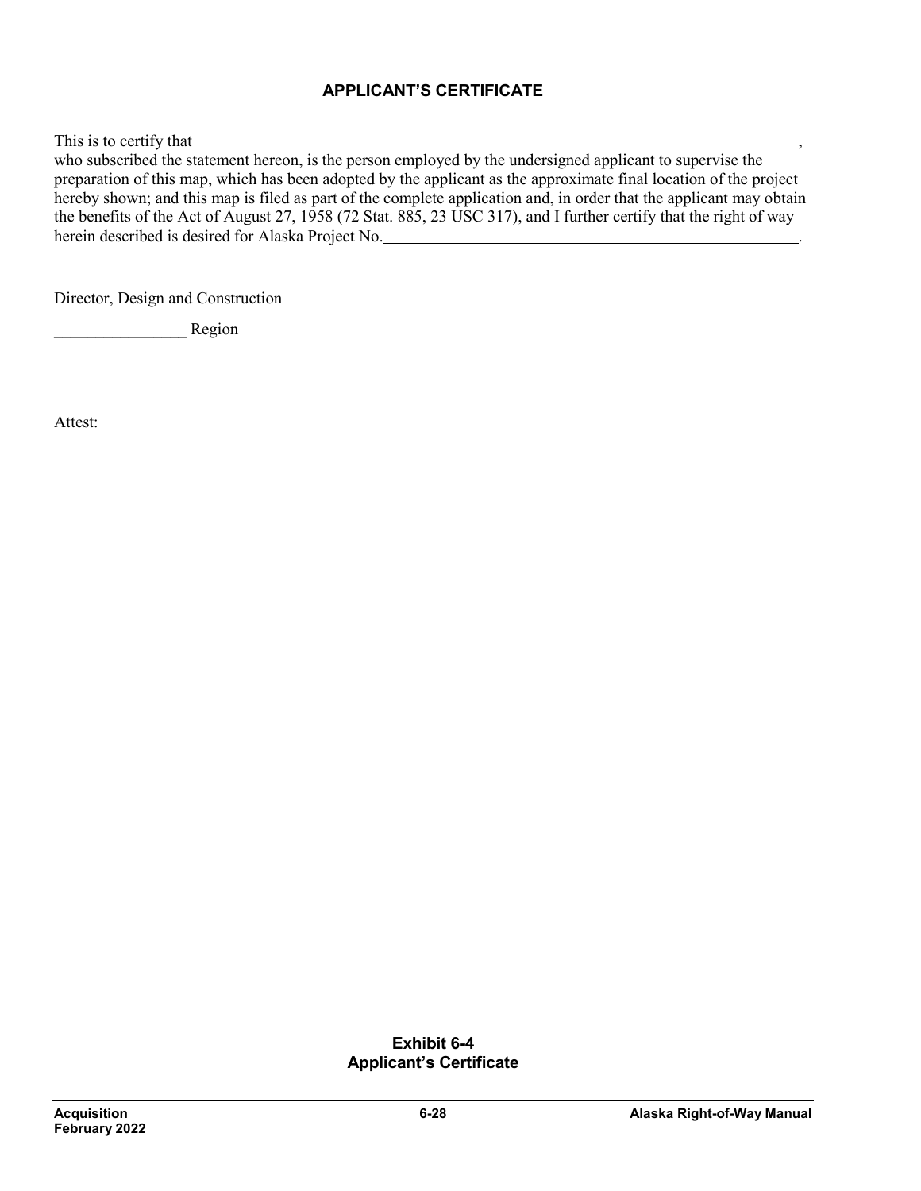## APPLICANT'S CERTIFICATE

This is to certify that ______________________________________________________________________, who subscribed the statement hereon, is the person employed by the undersigned applicant to supervise the preparation of this map, which has been adopted by the applicant as the approximate final location of the project hereby shown; and this map is filed as part of the complete application and, in order that the applicant may obtain the benefits of the Act of August 27, 1958 (72 Stat. 885, 23 USC 317), and I further certify that the right of way herein described is desired for Alaska Project No.___________________________________________.

Director, Design and Construction

________________ Region

Attest: ___________________________

**Exhibit 6-4**
**Applicant's Certificate**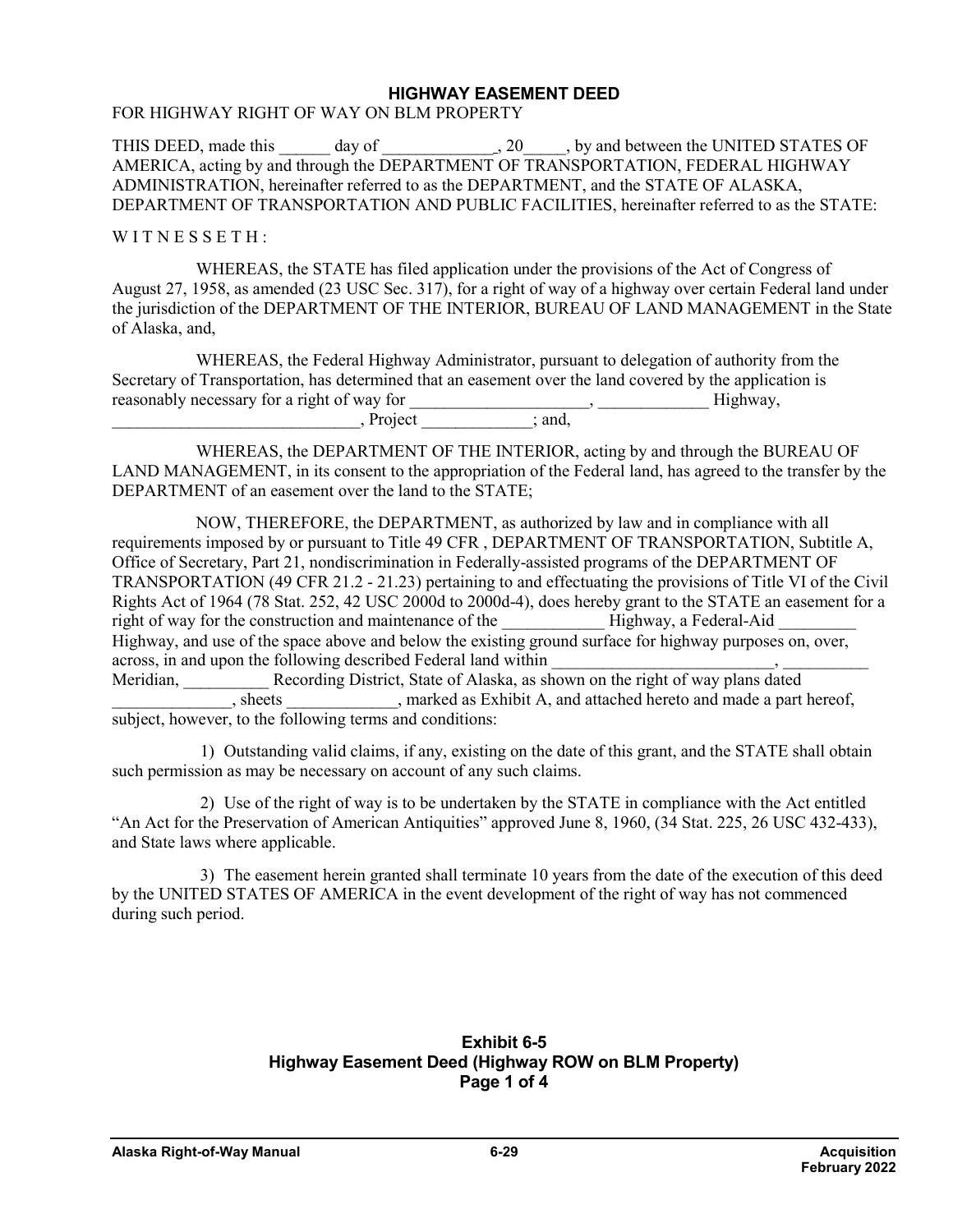## HIGHWAY EASEMENT DEED

FOR HIGHWAY RIGHT OF WAY ON BLM PROPERTY

THIS DEED, made this ______ day of _____________, 20_____, by and between the UNITED STATES OF AMERICA, acting by and through the DEPARTMENT OF TRANSPORTATION, FEDERAL HIGHWAY ADMINISTRATION, hereinafter referred to as the DEPARTMENT, and the STATE OF ALASKA, DEPARTMENT OF TRANSPORTATION AND PUBLIC FACILITIES, hereinafter referred to as the STATE:

W I T N E S S E T H :

WHEREAS, the STATE has filed application under the provisions of the Act of Congress of August 27, 1958, as amended (23 USC Sec. 317), for a right of way of a highway over certain Federal land under the jurisdiction of the DEPARTMENT OF THE INTERIOR, BUREAU OF LAND MANAGEMENT in the State of Alaska, and,

WHEREAS, the Federal Highway Administrator, pursuant to delegation of authority from the Secretary of Transportation, has determined that an easement over the land covered by the application is reasonably necessary for a right of way for _____________________, _____________ Highway, _____________________________, Project _____________; and,

WHEREAS, the DEPARTMENT OF THE INTERIOR, acting by and through the BUREAU OF LAND MANAGEMENT, in its consent to the appropriation of the Federal land, has agreed to the transfer by the DEPARTMENT of an easement over the land to the STATE;

NOW, THEREFORE, the DEPARTMENT, as authorized by law and in compliance with all requirements imposed by or pursuant to Title 49 CFR , DEPARTMENT OF TRANSPORTATION, Subtitle A, Office of Secretary, Part 21, nondiscrimination in Federally-assisted programs of the DEPARTMENT OF TRANSPORTATION (49 CFR 21.2 - 21.23) pertaining to and effectuating the provisions of Title VI of the Civil Rights Act of 1964 (78 Stat. 252, 42 USC 2000d to 2000d-4), does hereby grant to the STATE an easement for a right of way for the construction and maintenance of the ____________ Highway, a Federal-Aid _________ Highway, and use of the space above and below the existing ground surface for highway purposes on, over, across, in and upon the following described Federal land within __________________________, __________ Meridian, __________ Recording District, State of Alaska, as shown on the right of way plans dated ______________, sheets _____________, marked as Exhibit A, and attached hereto and made a part hereof, subject, however, to the following terms and conditions:

1) Outstanding valid claims, if any, existing on the date of this grant, and the STATE shall obtain such permission as may be necessary on account of any such claims.

2) Use of the right of way is to be undertaken by the STATE in compliance with the Act entitled "An Act for the Preservation of American Antiquities" approved June 8, 1960, (34 Stat. 225, 26 USC 432-433), and State laws where applicable.

3) The easement herein granted shall terminate 10 years from the date of the execution of this deed by the UNITED STATES OF AMERICA in the event development of the right of way has not commenced during such period.

**Exhibit 6-5**
**Highway Easement Deed (Highway ROW on BLM Property)**
**Page 1 of 4**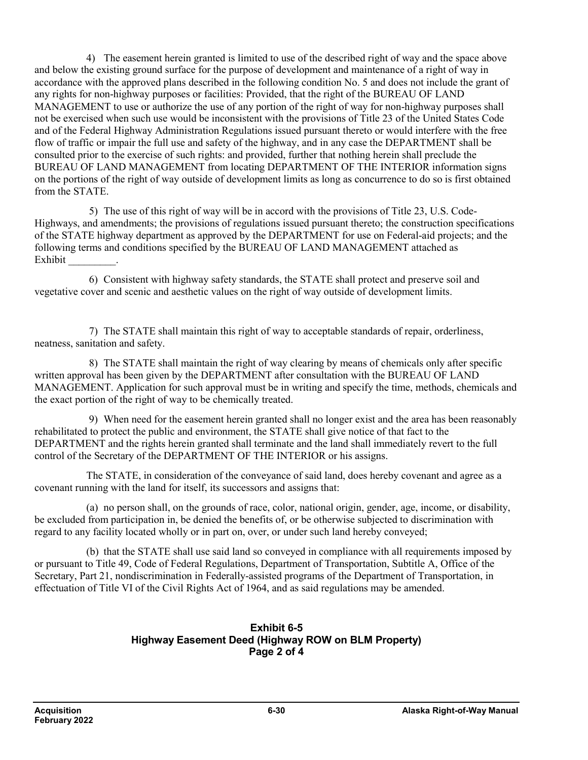4) The easement herein granted is limited to use of the described right of way and the space above and below the existing ground surface for the purpose of development and maintenance of a right of way in accordance with the approved plans described in the following condition No. 5 and does not include the grant of any rights for non-highway purposes or facilities: Provided, that the right of the BUREAU OF LAND MANAGEMENT to use or authorize the use of any portion of the right of way for non-highway purposes shall not be exercised when such use would be inconsistent with the provisions of Title 23 of the United States Code and of the Federal Highway Administration Regulations issued pursuant thereto or would interfere with the free flow of traffic or impair the full use and safety of the highway, and in any case the DEPARTMENT shall be consulted prior to the exercise of such rights: and provided, further that nothing herein shall preclude the BUREAU OF LAND MANAGEMENT from locating DEPARTMENT OF THE INTERIOR information signs on the portions of the right of way outside of development limits as long as concurrence to do so is first obtained from the STATE.

5) The use of this right of way will be in accord with the provisions of Title 23, U.S. Code-Highways, and amendments; the provisions of regulations issued pursuant thereto; the construction specifications of the STATE highway department as approved by the DEPARTMENT for use on Federal-aid projects; and the following terms and conditions specified by the BUREAU OF LAND MANAGEMENT attached as Exhibit _________.

6) Consistent with highway safety standards, the STATE shall protect and preserve soil and vegetative cover and scenic and aesthetic values on the right of way outside of development limits.

7) The STATE shall maintain this right of way to acceptable standards of repair, orderliness, neatness, sanitation and safety.

8) The STATE shall maintain the right of way clearing by means of chemicals only after specific written approval has been given by the DEPARTMENT after consultation with the BUREAU OF LAND MANAGEMENT. Application for such approval must be in writing and specify the time, methods, chemicals and the exact portion of the right of way to be chemically treated.

9) When need for the easement herein granted shall no longer exist and the area has been reasonably rehabilitated to protect the public and environment, the STATE shall give notice of that fact to the DEPARTMENT and the rights herein granted shall terminate and the land shall immediately revert to the full control of the Secretary of the DEPARTMENT OF THE INTERIOR or his assigns.

The STATE, in consideration of the conveyance of said land, does hereby covenant and agree as a covenant running with the land for itself, its successors and assigns that:

(a) no person shall, on the grounds of race, color, national origin, gender, age, income, or disability, be excluded from participation in, be denied the benefits of, or be otherwise subjected to discrimination with regard to any facility located wholly or in part on, over, or under such land hereby conveyed;

(b) that the STATE shall use said land so conveyed in compliance with all requirements imposed by or pursuant to Title 49, Code of Federal Regulations, Department of Transportation, Subtitle A, Office of the Secretary, Part 21, nondiscrimination in Federally-assisted programs of the Department of Transportation, in effectuation of Title VI of the Civil Rights Act of 1964, and as said regulations may be amended.

**Exhibit 6-5**
**Highway Easement Deed (Highway ROW on BLM Property)**
**Page 2 of 4**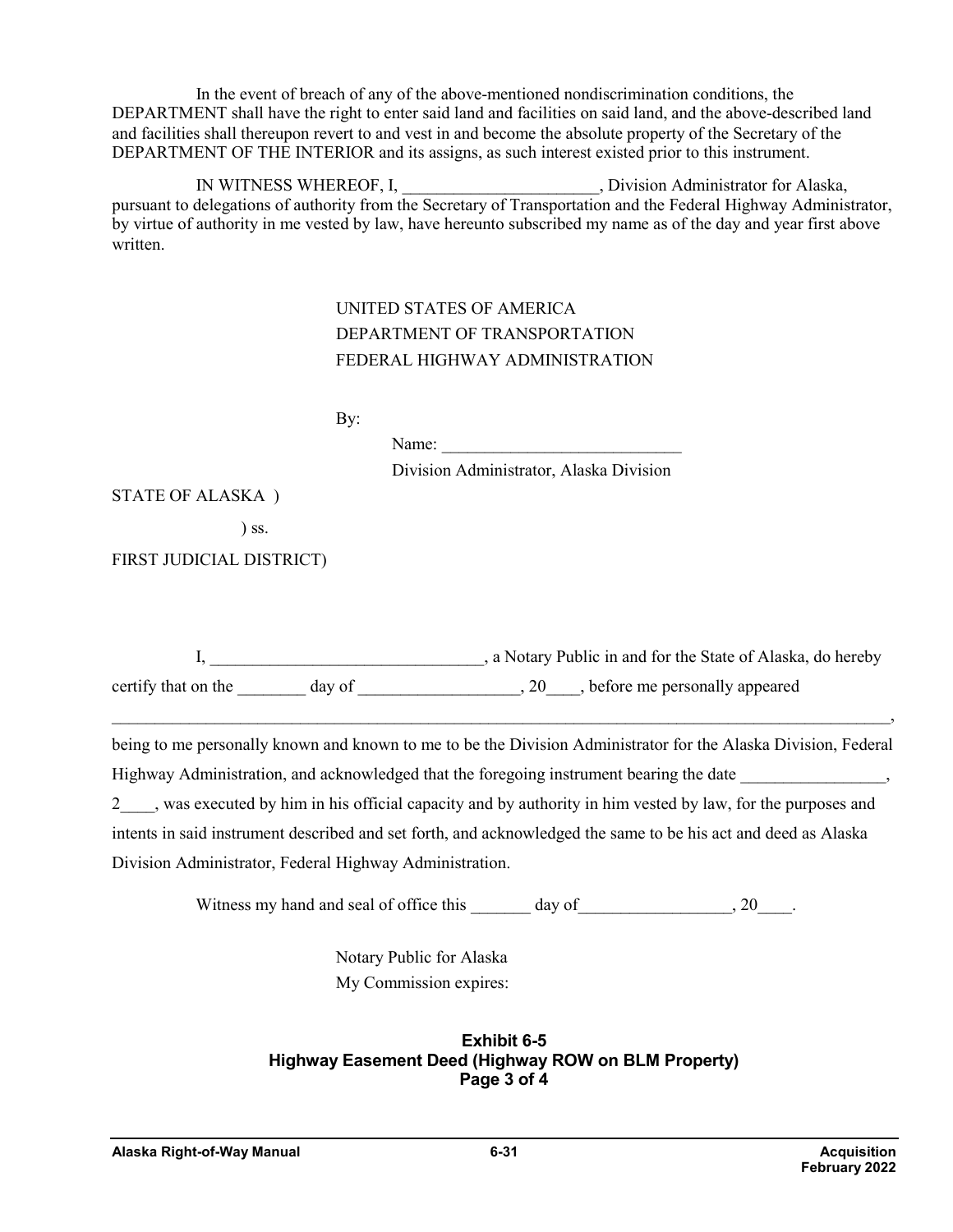In the event of breach of any of the above-mentioned nondiscrimination conditions, the DEPARTMENT shall have the right to enter said land and facilities on said land, and the above-described land and facilities shall thereupon revert to and vest in and become the absolute property of the Secretary of the DEPARTMENT OF THE INTERIOR and its assigns, as such interest existed prior to this instrument.

IN WITNESS WHEREOF, I, _______________________, Division Administrator for Alaska, pursuant to delegations of authority from the Secretary of Transportation and the Federal Highway Administrator, by virtue of authority in me vested by law, have hereunto subscribed my name as of the day and year first above written.

UNITED STATES OF AMERICA
DEPARTMENT OF TRANSPORTATION
FEDERAL HIGHWAY ADMINISTRATION

By:

Name: ____________________________
Division Administrator, Alaska Division

STATE OF ALASKA )

) ss.

FIRST JUDICIAL DISTRICT)

I, ________________________________, a Notary Public in and for the State of Alaska, do hereby certify that on the ________ day of ___________________, 20____, before me personally appeared ______________________________________________________________________________________________, being to me personally known and known to me to be the Division Administrator for the Alaska Division, Federal Highway Administration, and acknowledged that the foregoing instrument bearing the date _________________, 2____, was executed by him in his official capacity and by authority in him vested by law, for the purposes and intents in said instrument described and set forth, and acknowledged the same to be his act and deed as Alaska Division Administrator, Federal Highway Administration.

Witness my hand and seal of office this _______ day of__________________, 20____.

Notary Public for Alaska
My Commission expires:

**Exhibit 6-5**
**Highway Easement Deed (Highway ROW on BLM Property)**
**Page 3 of 4**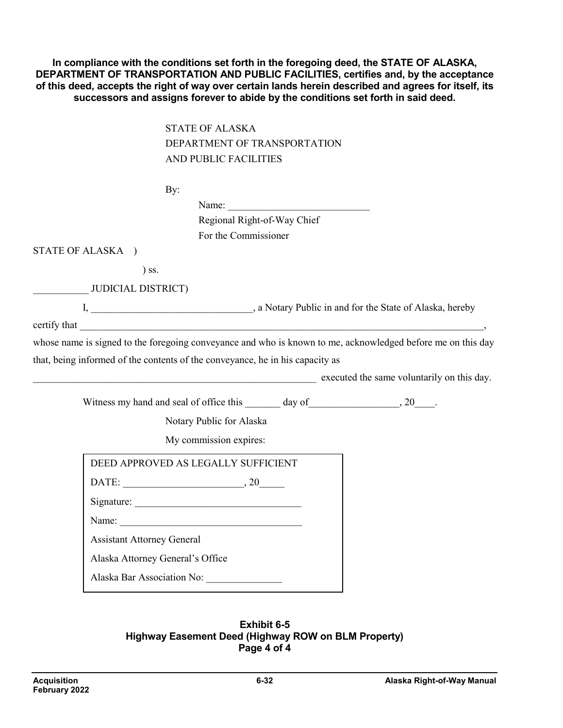**In compliance with the conditions set forth in the foregoing deed, the STATE OF ALASKA, DEPARTMENT OF TRANSPORTATION AND PUBLIC FACILITIES, certifies and, by the acceptance of this deed, accepts the right of way over certain lands herein described and agrees for itself, its successors and assigns forever to abide by the conditions set forth in said deed.**

STATE OF ALASKA
DEPARTMENT OF TRANSPORTATION
AND PUBLIC FACILITIES

By:

Name: ____________________________
Regional Right-of-Way Chief
For the Commissioner

STATE OF ALASKA )

) ss.

___________ JUDICIAL DISTRICT)

I, ________________________________, a Notary Public in and for the State of Alaska, hereby certify that ________________________________________________________________________________, whose name is signed to the foregoing conveyance and who is known to me, acknowledged before me on this day that, being informed of the contents of the conveyance, he in his capacity as ___________________________________________________________ executed the same voluntarily on this day.

Witness my hand and seal of office this _______ day of__________________, 20____.

Notary Public for Alaska

My commission expires:

DEED APPROVED AS LEGALLY SUFFICIENT

DATE: ________________________, 20_____

Signature: _________________________________

Name: ____________________________________

Assistant Attorney General

Alaska Attorney General's Office

Alaska Bar Association No: _______________

**Exhibit 6-5**
**Highway Easement Deed (Highway ROW on BLM Property)**
**Page 4 of 4**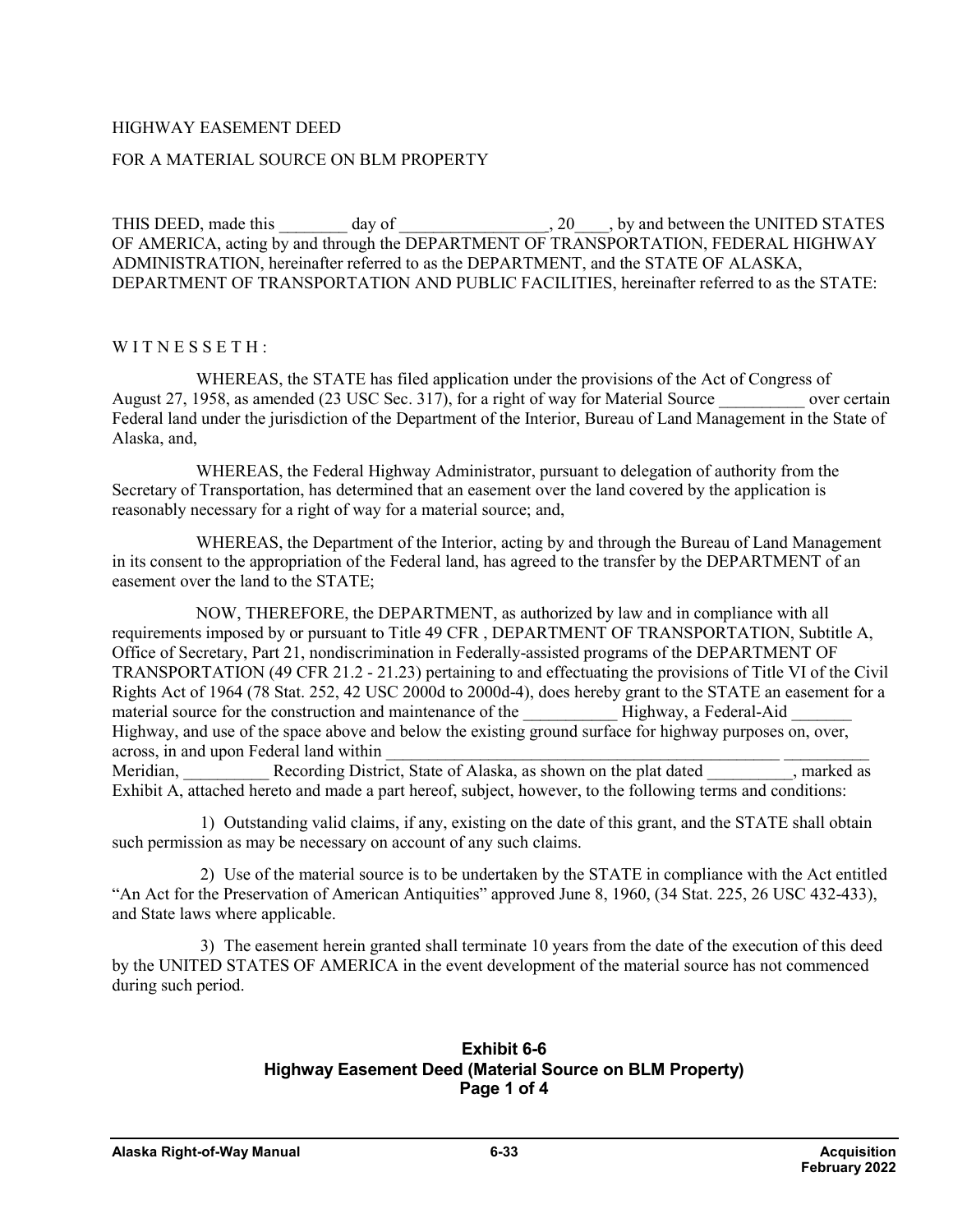HIGHWAY EASEMENT DEED

FOR A MATERIAL SOURCE ON BLM PROPERTY

THIS DEED, made this ________ day of _________________, 20____, by and between the UNITED STATES OF AMERICA, acting by and through the DEPARTMENT OF TRANSPORTATION, FEDERAL HIGHWAY ADMINISTRATION, hereinafter referred to as the DEPARTMENT, and the STATE OF ALASKA, DEPARTMENT OF TRANSPORTATION AND PUBLIC FACILITIES, hereinafter referred to as the STATE:

W I T N E S S E T H :

WHEREAS, the STATE has filed application under the provisions of the Act of Congress of August 27, 1958, as amended (23 USC Sec. 317), for a right of way for Material Source __________ over certain Federal land under the jurisdiction of the Department of the Interior, Bureau of Land Management in the State of Alaska, and,

WHEREAS, the Federal Highway Administrator, pursuant to delegation of authority from the Secretary of Transportation, has determined that an easement over the land covered by the application is reasonably necessary for a right of way for a material source; and,

WHEREAS, the Department of the Interior, acting by and through the Bureau of Land Management in its consent to the appropriation of the Federal land, has agreed to the transfer by the DEPARTMENT of an easement over the land to the STATE;

NOW, THEREFORE, the DEPARTMENT, as authorized by law and in compliance with all requirements imposed by or pursuant to Title 49 CFR , DEPARTMENT OF TRANSPORTATION, Subtitle A, Office of Secretary, Part 21, nondiscrimination in Federally-assisted programs of the DEPARTMENT OF TRANSPORTATION (49 CFR 21.2 - 21.23) pertaining to and effectuating the provisions of Title VI of the Civil Rights Act of 1964 (78 Stat. 252, 42 USC 2000d to 2000d-4), does hereby grant to the STATE an easement for a material source for the construction and maintenance of the ___________ Highway, a Federal-Aid _______ Highway, and use of the space above and below the existing ground surface for highway purposes on, over, across, in and upon Federal land within _________________________________________________ __________ Meridian, __________ Recording District, State of Alaska, as shown on the plat dated __________, marked as Exhibit A, attached hereto and made a part hereof, subject, however, to the following terms and conditions:

1) Outstanding valid claims, if any, existing on the date of this grant, and the STATE shall obtain such permission as may be necessary on account of any such claims.

2) Use of the material source is to be undertaken by the STATE in compliance with the Act entitled "An Act for the Preservation of American Antiquities" approved June 8, 1960, (34 Stat. 225, 26 USC 432-433), and State laws where applicable.

3) The easement herein granted shall terminate 10 years from the date of the execution of this deed by the UNITED STATES OF AMERICA in the event development of the material source has not commenced during such period.

**Exhibit 6-6**
**Highway Easement Deed (Material Source on BLM Property)**
**Page 1 of 4**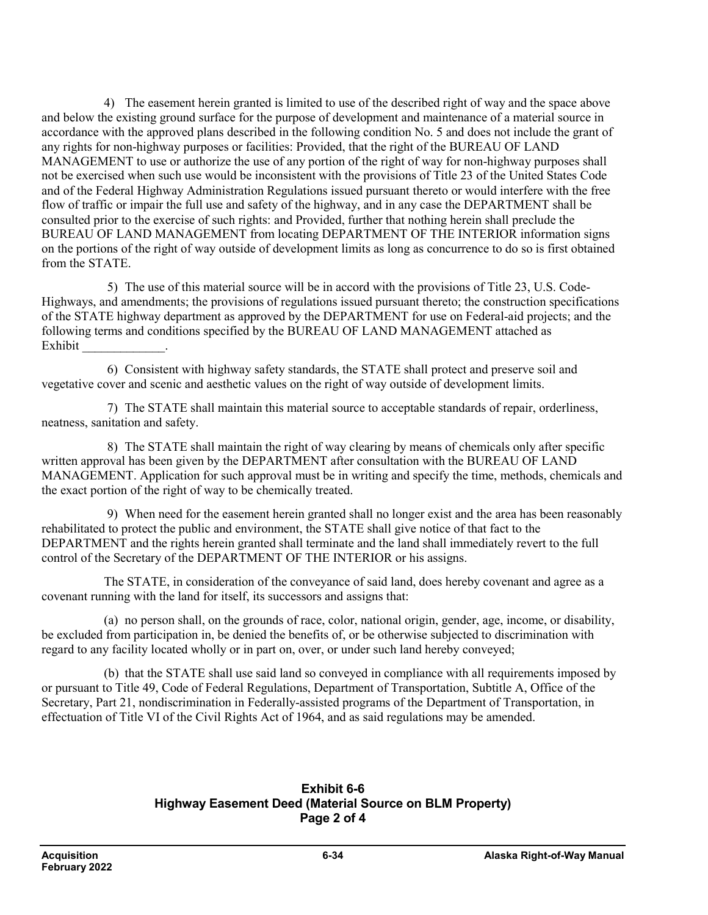4) The easement herein granted is limited to use of the described right of way and the space above and below the existing ground surface for the purpose of development and maintenance of a material source in accordance with the approved plans described in the following condition No. 5 and does not include the grant of any rights for non-highway purposes or facilities: Provided, that the right of the BUREAU OF LAND MANAGEMENT to use or authorize the use of any portion of the right of way for non-highway purposes shall not be exercised when such use would be inconsistent with the provisions of Title 23 of the United States Code and of the Federal Highway Administration Regulations issued pursuant thereto or would interfere with the free flow of traffic or impair the full use and safety of the highway, and in any case the DEPARTMENT shall be consulted prior to the exercise of such rights: and Provided, further that nothing herein shall preclude the BUREAU OF LAND MANAGEMENT from locating DEPARTMENT OF THE INTERIOR information signs on the portions of the right of way outside of development limits as long as concurrence to do so is first obtained from the STATE.

5) The use of this material source will be in accord with the provisions of Title 23, U.S. Code-Highways, and amendments; the provisions of regulations issued pursuant thereto; the construction specifications of the STATE highway department as approved by the DEPARTMENT for use on Federal-aid projects; and the following terms and conditions specified by the BUREAU OF LAND MANAGEMENT attached as Exhibit _____________.

6) Consistent with highway safety standards, the STATE shall protect and preserve soil and vegetative cover and scenic and aesthetic values on the right of way outside of development limits.

7) The STATE shall maintain this material source to acceptable standards of repair, orderliness, neatness, sanitation and safety.

8) The STATE shall maintain the right of way clearing by means of chemicals only after specific written approval has been given by the DEPARTMENT after consultation with the BUREAU OF LAND MANAGEMENT. Application for such approval must be in writing and specify the time, methods, chemicals and the exact portion of the right of way to be chemically treated.

9) When need for the easement herein granted shall no longer exist and the area has been reasonably rehabilitated to protect the public and environment, the STATE shall give notice of that fact to the DEPARTMENT and the rights herein granted shall terminate and the land shall immediately revert to the full control of the Secretary of the DEPARTMENT OF THE INTERIOR or his assigns.

The STATE, in consideration of the conveyance of said land, does hereby covenant and agree as a covenant running with the land for itself, its successors and assigns that:

(a) no person shall, on the grounds of race, color, national origin, gender, age, income, or disability, be excluded from participation in, be denied the benefits of, or be otherwise subjected to discrimination with regard to any facility located wholly or in part on, over, or under such land hereby conveyed;

(b) that the STATE shall use said land so conveyed in compliance with all requirements imposed by or pursuant to Title 49, Code of Federal Regulations, Department of Transportation, Subtitle A, Office of the Secretary, Part 21, nondiscrimination in Federally-assisted programs of the Department of Transportation, in effectuation of Title VI of the Civil Rights Act of 1964, and as said regulations may be amended.

**Exhibit 6-6**
**Highway Easement Deed (Material Source on BLM Property)**
**Page 2 of 4**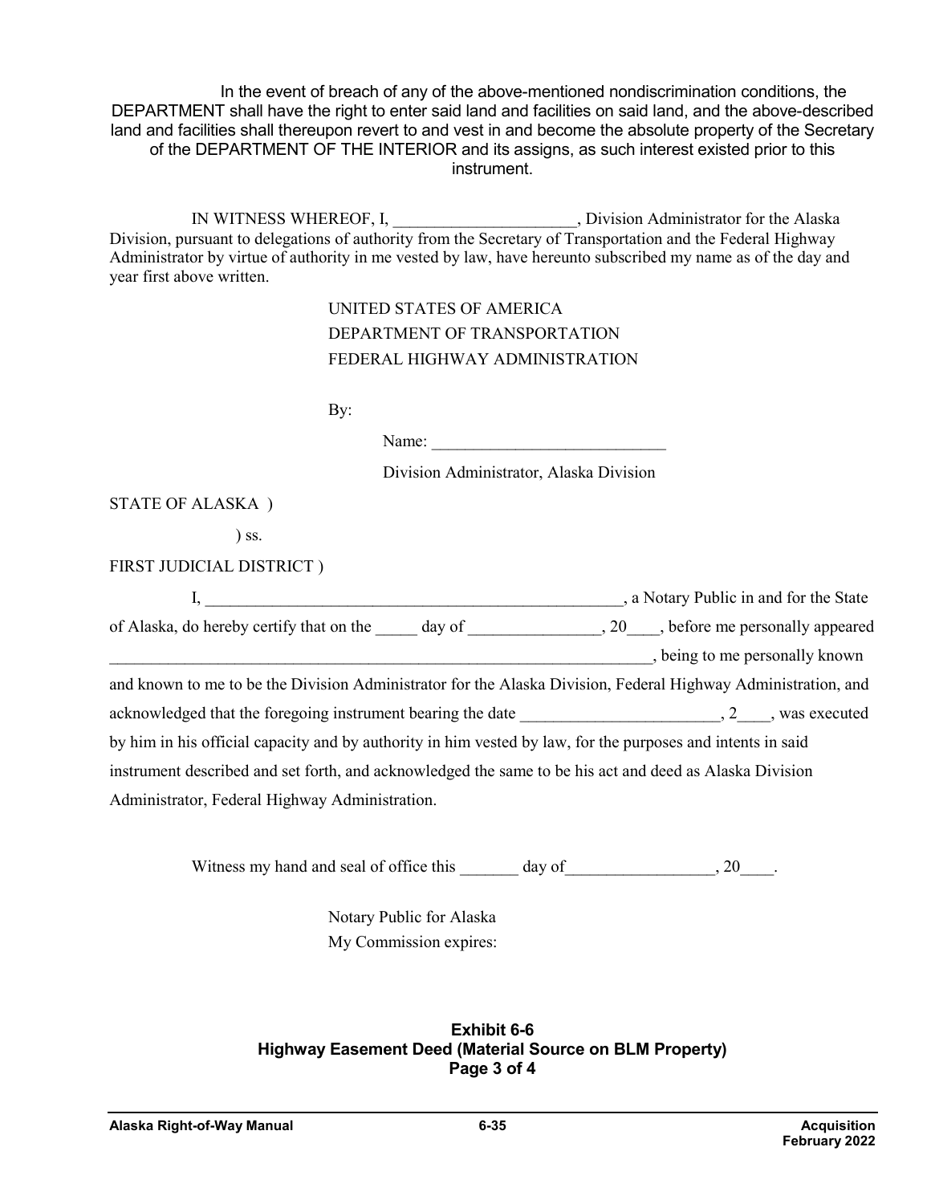In the event of breach of any of the above-mentioned nondiscrimination conditions, the DEPARTMENT shall have the right to enter said land and facilities on said land, and the above-described land and facilities shall thereupon revert to and vest in and become the absolute property of the Secretary of the DEPARTMENT OF THE INTERIOR and its assigns, as such interest existed prior to this instrument.

IN WITNESS WHEREOF, I, _____________________, Division Administrator for the Alaska Division, pursuant to delegations of authority from the Secretary of Transportation and the Federal Highway Administrator by virtue of authority in me vested by law, have hereunto subscribed my name as of the day and year first above written.

UNITED STATES OF AMERICA
DEPARTMENT OF TRANSPORTATION
FEDERAL HIGHWAY ADMINISTRATION

By:

Name: ____________________________

Division Administrator, Alaska Division

STATE OF ALASKA )

) ss.

FIRST JUDICIAL DISTRICT )

I, ____________________________________________________, a Notary Public in and for the State of Alaska, do hereby certify that on the _____ day of ________________, 20____, before me personally appeared ____________________________________________________________________, being to me personally known and known to me to be the Division Administrator for the Alaska Division, Federal Highway Administration, and acknowledged that the foregoing instrument bearing the date ________________________, 2____, was executed by him in his official capacity and by authority in him vested by law, for the purposes and intents in said instrument described and set forth, and acknowledged the same to be his act and deed as Alaska Division Administrator, Federal Highway Administration.

Witness my hand and seal of office this _______ day of__________________, 20____.

Notary Public for Alaska
My Commission expires:

**Exhibit 6-6**
**Highway Easement Deed (Material Source on BLM Property)**
**Page 3 of 4**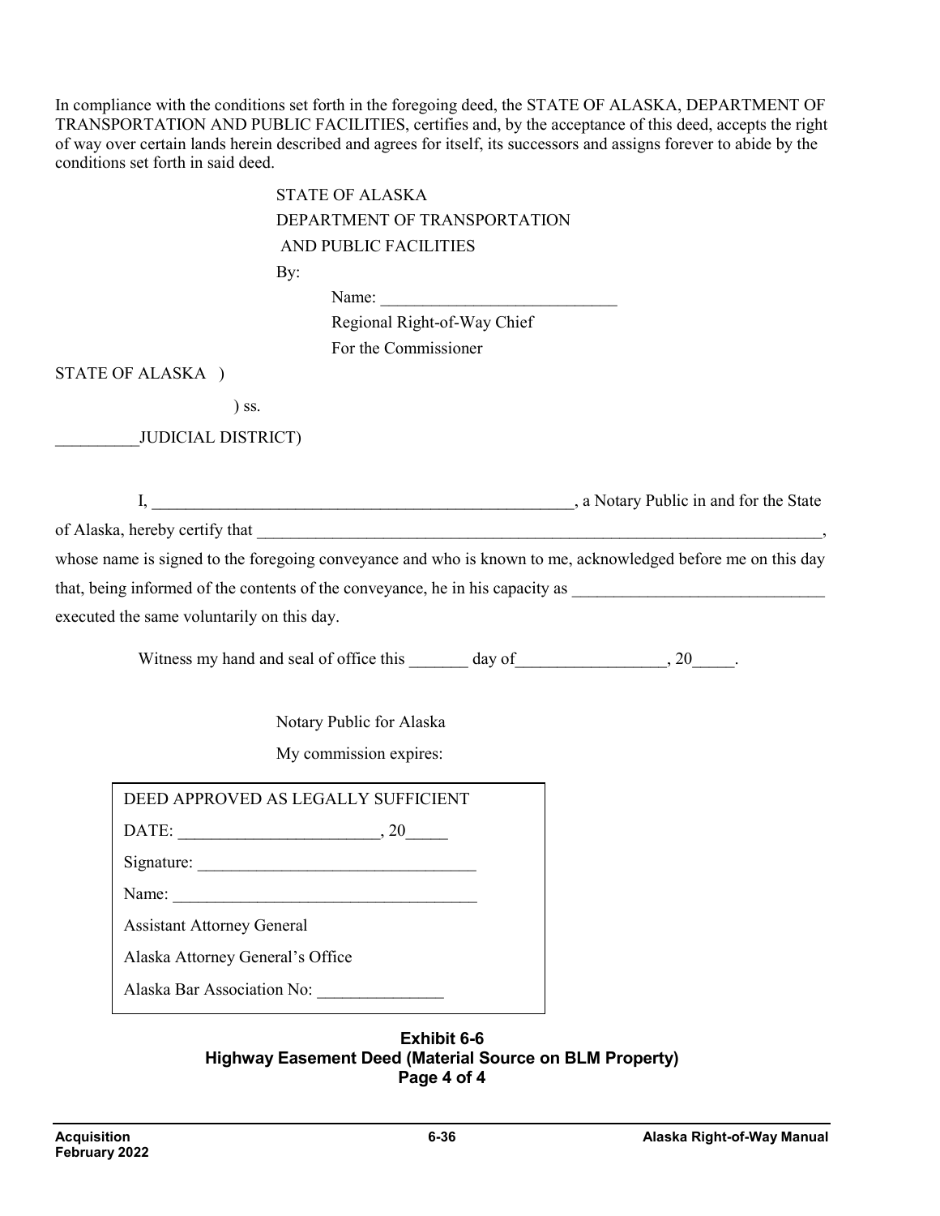In compliance with the conditions set forth in the foregoing deed, the STATE OF ALASKA, DEPARTMENT OF TRANSPORTATION AND PUBLIC FACILITIES, certifies and, by the acceptance of this deed, accepts the right of way over certain lands herein described and agrees for itself, its successors and assigns forever to abide by the conditions set forth in said deed.

STATE OF ALASKA
DEPARTMENT OF TRANSPORTATION
AND PUBLIC FACILITIES

By:

Name: ____________________________
Regional Right-of-Way Chief
For the Commissioner

STATE OF ALASKA )
) ss.
__________JUDICIAL DISTRICT)

I, ____________________________________________________, a Notary Public in and for the State of Alaska, hereby certify that ________________________________________________________________________, whose name is signed to the foregoing conveyance and who is known to me, acknowledged before me on this day that, being informed of the contents of the conveyance, he in his capacity as ______________________________ executed the same voluntarily on this day.

Witness my hand and seal of office this _______ day of_________________, 20_____.

Notary Public for Alaska
My commission expires:

| DEED APPROVED AS LEGALLY SUFFICIENT |
|---|
| DATE: ________________________, 20_____ |
| Signature: _________________________________ |
| Name: ____________________________________ |
| Assistant Attorney General |
| Alaska Attorney General's Office |
| Alaska Bar Association No: _______________ |

**Exhibit 6-6**
**Highway Easement Deed (Material Source on BLM Property)**
**Page 4 of 4**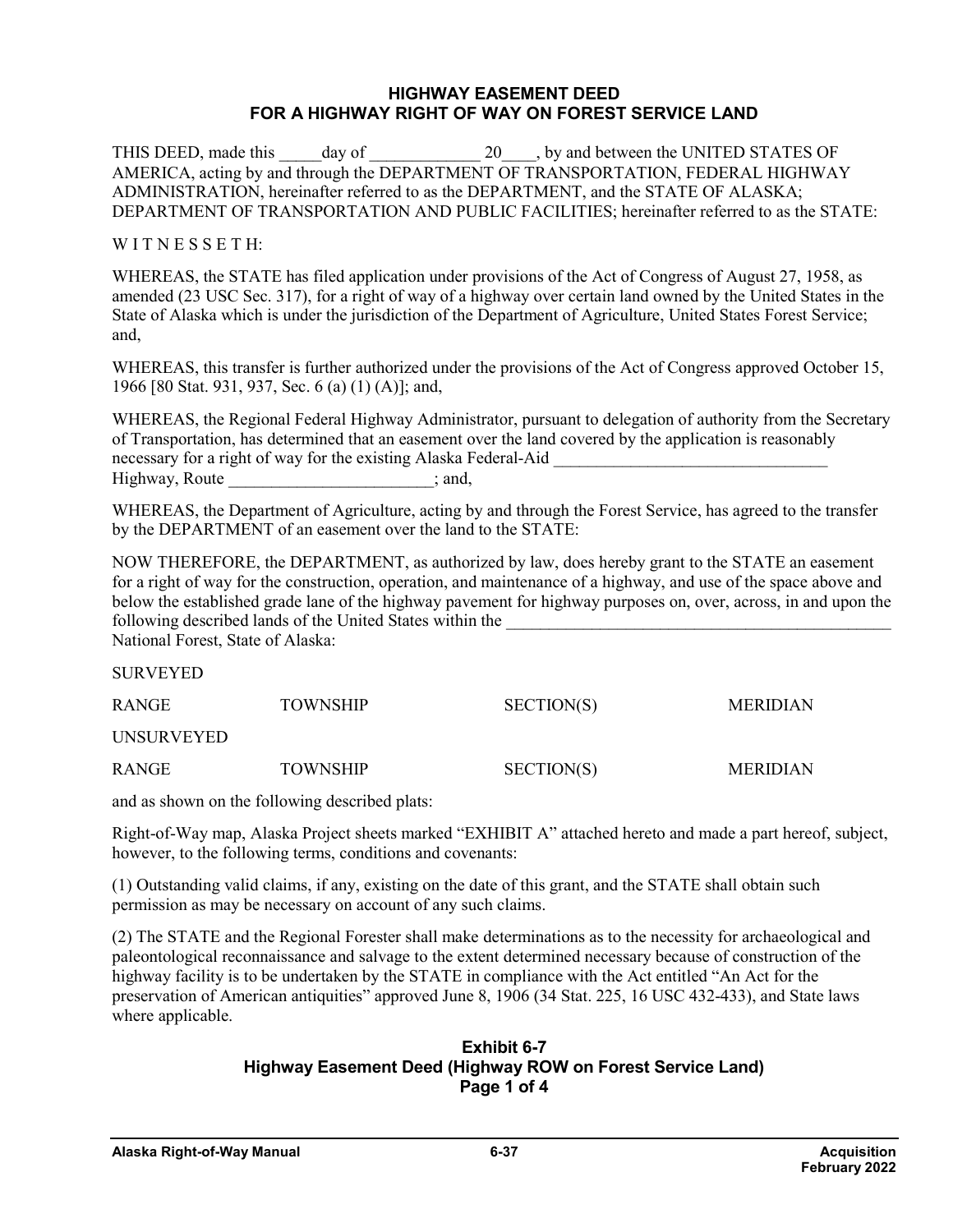**HIGHWAY EASEMENT DEED**
**FOR A HIGHWAY RIGHT OF WAY ON FOREST SERVICE LAND**

THIS DEED, made this _____day of _____________ 20____, by and between the UNITED STATES OF AMERICA, acting by and through the DEPARTMENT OF TRANSPORTATION, FEDERAL HIGHWAY ADMINISTRATION, hereinafter referred to as the DEPARTMENT, and the STATE OF ALASKA; DEPARTMENT OF TRANSPORTATION AND PUBLIC FACILITIES; hereinafter referred to as the STATE:

W I T N E S S E T H:

WHEREAS, the STATE has filed application under provisions of the Act of Congress of August 27, 1958, as amended (23 USC Sec. 317), for a right of way of a highway over certain land owned by the United States in the State of Alaska which is under the jurisdiction of the Department of Agriculture, United States Forest Service; and,

WHEREAS, this transfer is further authorized under the provisions of the Act of Congress approved October 15, 1966 [80 Stat. 931, 937, Sec. 6 (a) (1) (A)]; and,

WHEREAS, the Regional Federal Highway Administrator, pursuant to delegation of authority from the Secretary of Transportation, has determined that an easement over the land covered by the application is reasonably necessary for a right of way for the existing Alaska Federal-Aid _________________________________ Highway, Route ________________________; and,

WHEREAS, the Department of Agriculture, acting by and through the Forest Service, has agreed to the transfer by the DEPARTMENT of an easement over the land to the STATE:

NOW THEREFORE, the DEPARTMENT, as authorized by law, does hereby grant to the STATE an easement for a right of way for the construction, operation, and maintenance of a highway, and use of the space above and below the established grade lane of the highway pavement for highway purposes on, over, across, in and upon the following described lands of the United States within the _______________________________________________ National Forest, State of Alaska:

SURVEYED

| RANGE | TOWNSHIP | SECTION(S) | MERIDIAN |
|---|---|---|---|

UNSURVEYED

| RANGE | TOWNSHIP | SECTION(S) | MERIDIAN |
|---|---|---|---|

and as shown on the following described plats:

Right-of-Way map, Alaska Project sheets marked "EXHIBIT A" attached hereto and made a part hereof, subject, however, to the following terms, conditions and covenants:

(1) Outstanding valid claims, if any, existing on the date of this grant, and the STATE shall obtain such permission as may be necessary on account of any such claims.

(2) The STATE and the Regional Forester shall make determinations as to the necessity for archaeological and paleontological reconnaissance and salvage to the extent determined necessary because of construction of the highway facility is to be undertaken by the STATE in compliance with the Act entitled "An Act for the preservation of American antiquities" approved June 8, 1906 (34 Stat. 225, 16 USC 432-433), and State laws where applicable.

**Exhibit 6-7**
**Highway Easement Deed (Highway ROW on Forest Service Land)**
**Page 1 of 4**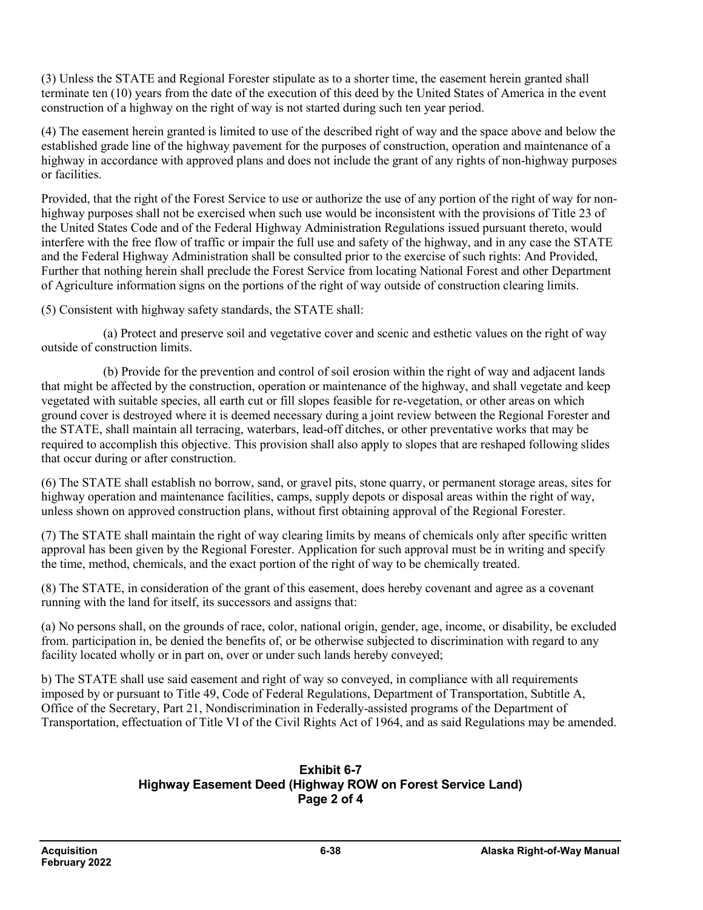(3) Unless the STATE and Regional Forester stipulate as to a shorter time, the easement herein granted shall terminate ten (10) years from the date of the execution of this deed by the United States of America in the event construction of a highway on the right of way is not started during such ten year period.

(4) The easement herein granted is limited to use of the described right of way and the space above and below the established grade line of the highway pavement for the purposes of construction, operation and maintenance of a highway in accordance with approved plans and does not include the grant of any rights of non-highway purposes or facilities.

Provided, that the right of the Forest Service to use or authorize the use of any portion of the right of way for non-highway purposes shall not be exercised when such use would be inconsistent with the provisions of Title 23 of the United States Code and of the Federal Highway Administration Regulations issued pursuant thereto, would interfere with the free flow of traffic or impair the full use and safety of the highway, and in any case the STATE and the Federal Highway Administration shall be consulted prior to the exercise of such rights: And Provided, Further that nothing herein shall preclude the Forest Service from locating National Forest and other Department of Agriculture information signs on the portions of the right of way outside of construction clearing limits.

(5) Consistent with highway safety standards, the STATE shall:

(a) Protect and preserve soil and vegetative cover and scenic and esthetic values on the right of way outside of construction limits.

(b) Provide for the prevention and control of soil erosion within the right of way and adjacent lands that might be affected by the construction, operation or maintenance of the highway, and shall vegetate and keep vegetated with suitable species, all earth cut or fill slopes feasible for re-vegetation, or other areas on which ground cover is destroyed where it is deemed necessary during a joint review between the Regional Forester and the STATE, shall maintain all terracing, waterbars, lead-off ditches, or other preventative works that may be required to accomplish this objective. This provision shall also apply to slopes that are reshaped following slides that occur during or after construction.

(6) The STATE shall establish no borrow, sand, or gravel pits, stone quarry, or permanent storage areas, sites for highway operation and maintenance facilities, camps, supply depots or disposal areas within the right of way, unless shown on approved construction plans, without first obtaining approval of the Regional Forester.

(7) The STATE shall maintain the right of way clearing limits by means of chemicals only after specific written approval has been given by the Regional Forester. Application for such approval must be in writing and specify the time, method, chemicals, and the exact portion of the right of way to be chemically treated.

(8) The STATE, in consideration of the grant of this easement, does hereby covenant and agree as a covenant running with the land for itself, its successors and assigns that:

(a) No persons shall, on the grounds of race, color, national origin, gender, age, income, or disability, be excluded from. participation in, be denied the benefits of, or be otherwise subjected to discrimination with regard to any facility located wholly or in part on, over or under such lands hereby conveyed;

b) The STATE shall use said easement and right of way so conveyed, in compliance with all requirements imposed by or pursuant to Title 49, Code of Federal Regulations, Department of Transportation, Subtitle A, Office of the Secretary, Part 21, Nondiscrimination in Federally-assisted programs of the Department of Transportation, effectuation of Title VI of the Civil Rights Act of 1964, and as said Regulations may be amended.

**Exhibit 6-7**
**Highway Easement Deed (Highway ROW on Forest Service Land)**
**Page 2 of 4**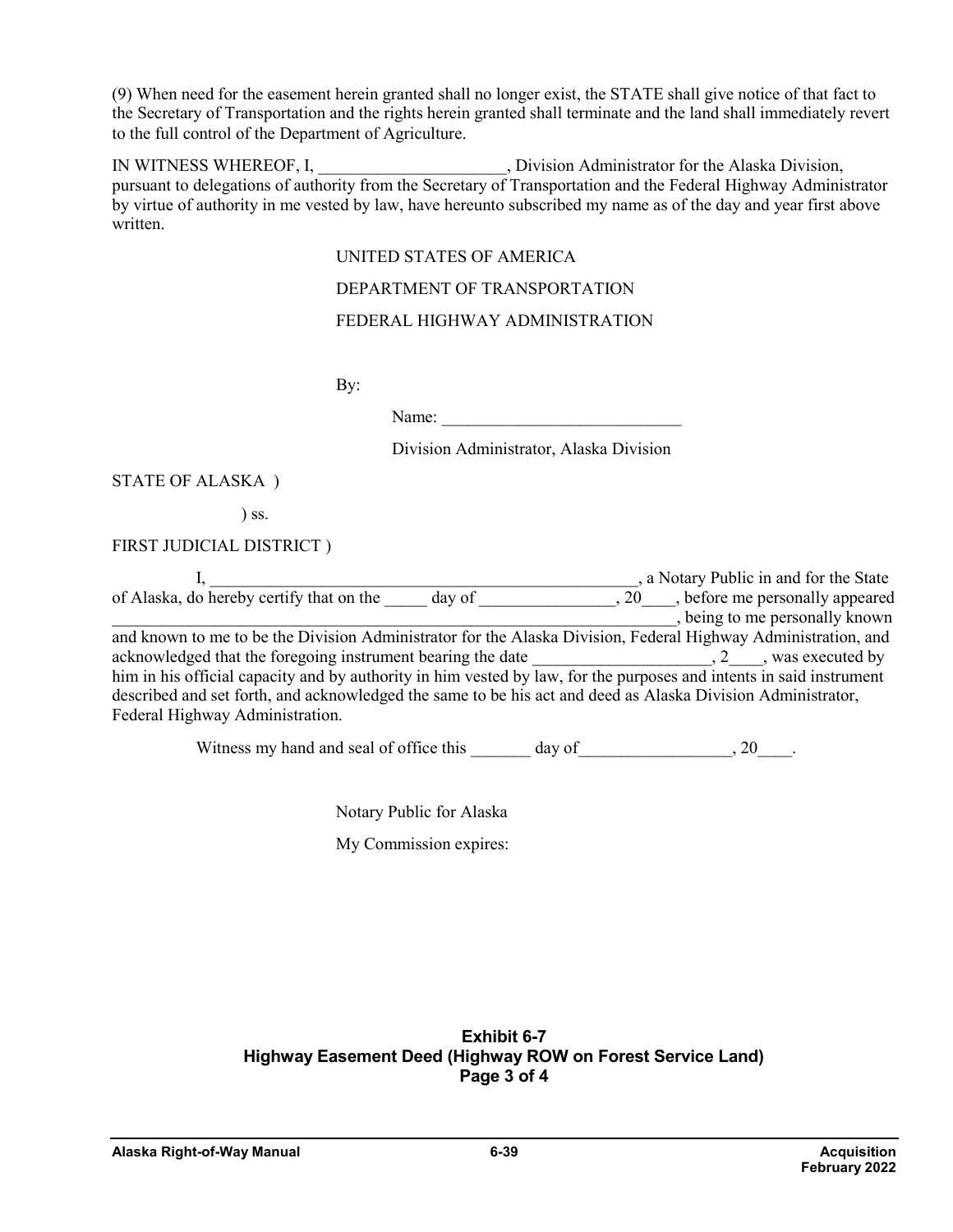(9) When need for the easement herein granted shall no longer exist, the STATE shall give notice of that fact to the Secretary of Transportation and the rights herein granted shall terminate and the land shall immediately revert to the full control of the Department of Agriculture.

IN WITNESS WHEREOF, I, ______________________, Division Administrator for the Alaska Division, pursuant to delegations of authority from the Secretary of Transportation and the Federal Highway Administrator by virtue of authority in me vested by law, have hereunto subscribed my name as of the day and year first above written.

UNITED STATES OF AMERICA

DEPARTMENT OF TRANSPORTATION

FEDERAL HIGHWAY ADMINISTRATION

By:

Name: ____________________________

Division Administrator, Alaska Division

STATE OF ALASKA )

) ss.

FIRST JUDICIAL DISTRICT )

I, ______________________________________________________, a Notary Public in and for the State of Alaska, do hereby certify that on the _____ day of ________________, 20____, before me personally appeared ______________________________________________________________________, being to me personally known and known to me to be the Division Administrator for the Alaska Division, Federal Highway Administration, and acknowledged that the foregoing instrument bearing the date _____________________, 2____, was executed by him in his official capacity and by authority in him vested by law, for the purposes and intents in said instrument described and set forth, and acknowledged the same to be his act and deed as Alaska Division Administrator, Federal Highway Administration.

Witness my hand and seal of office this _______ day of__________________, 20____.

Notary Public for Alaska

My Commission expires:

**Exhibit 6-7**
**Highway Easement Deed (Highway ROW on Forest Service Land)**
**Page 3 of 4**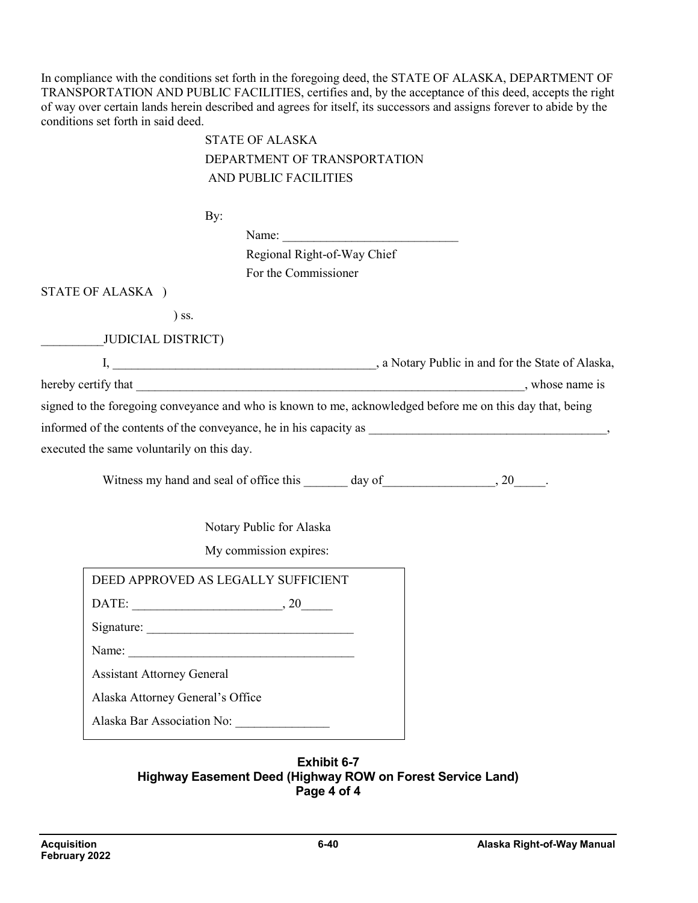In compliance with the conditions set forth in the foregoing deed, the STATE OF ALASKA, DEPARTMENT OF TRANSPORTATION AND PUBLIC FACILITIES, certifies and, by the acceptance of this deed, accepts the right of way over certain lands herein described and agrees for itself, its successors and assigns forever to abide by the conditions set forth in said deed.

STATE OF ALASKA
DEPARTMENT OF TRANSPORTATION
AND PUBLIC FACILITIES

By:

Name: ____________________________
Regional Right-of-Way Chief
For the Commissioner

STATE OF ALASKA )

) ss.

__________JUDICIAL DISTRICT)

I, __________________________________________, a Notary Public in and for the State of Alaska, hereby certify that _________________________________________________________________, whose name is signed to the foregoing conveyance and who is known to me, acknowledged before me on this day that, being informed of the contents of the conveyance, he in his capacity as ______________________________________, executed the same voluntarily on this day.

Witness my hand and seal of office this _______ day of_________________, 20_____.

Notary Public for Alaska

My commission expires:

| DEED APPROVED AS LEGALLY SUFFICIENT |
| --- |
| DATE: _______________________, 20_____ |
| Signature: _________________________________ |
| Name: ____________________________________ |
| Assistant Attorney General |
| Alaska Attorney General's Office |
| Alaska Bar Association No: _______________ |

**Exhibit 6-7**
**Highway Easement Deed (Highway ROW on Forest Service Land)**
**Page 4 of 4**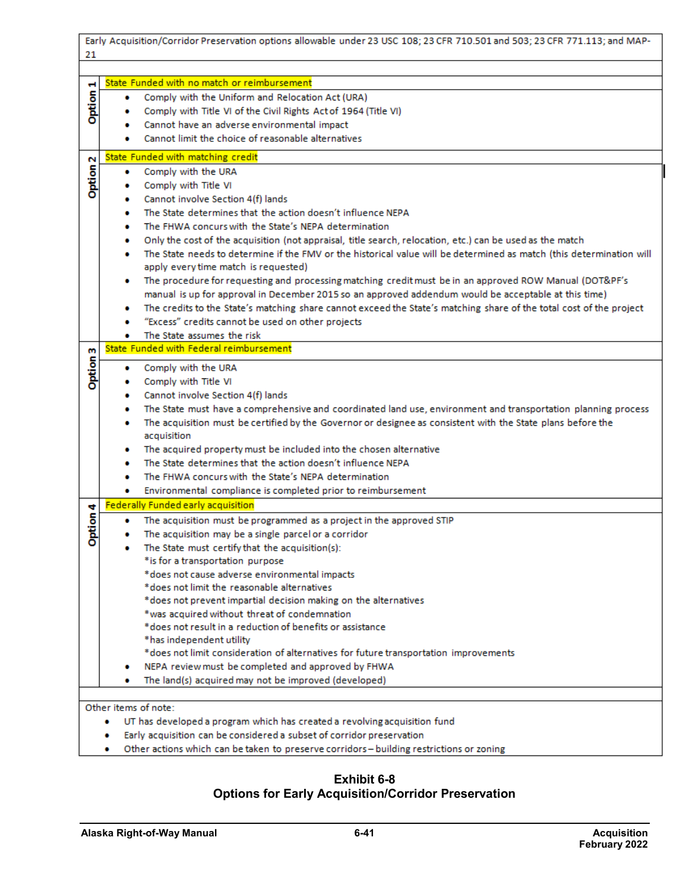| Early Acquisition/Corridor Preservation options allowable under 23 USC 108; 23 CFR 710.501 and 503; 23 CFR 771.113; and MAP-21 | |
|---|---|
| **Option 1** | **State Funded with no match or reimbursement**<br>• Comply with the Uniform and Relocation Act (URA)<br>• Comply with Title VI of the Civil Rights Act of 1964 (Title VI)<br>• Cannot have an adverse environmental impact<br>• Cannot limit the choice of reasonable alternatives |
| **Option 2** | **State Funded with matching credit**<br>• Comply with the URA<br>• Comply with Title VI<br>• Cannot involve Section 4(f) lands<br>• The State determines that the action doesn't influence NEPA<br>• The FHWA concurs with the State's NEPA determination<br>• Only the cost of the acquisition (not appraisal, title search, relocation, etc.) can be used as the match<br>• The State needs to determine if the FMV or the historical value will be determined as match (this determination will apply every time match is requested)<br>• The procedure for requesting and processing matching credit must be in an approved ROW Manual (DOT&PF's manual is up for approval in December 2015 so an approved addendum would be acceptable at this time)<br>• The credits to the State's matching share cannot exceed the State's matching share of the total cost of the project<br>• "Excess" credits cannot be used on other projects<br>• The State assumes the risk |
| **Option 3** | **State Funded with Federal reimbursement**<br>• Comply with the URA<br>• Comply with Title VI<br>• Cannot involve Section 4(f) lands<br>• The State must have a comprehensive and coordinated land use, environment and transportation planning process<br>• The acquisition must be certified by the Governor or designee as consistent with the State plans before the acquisition<br>• The acquired property must be included into the chosen alternative<br>• The State determines that the action doesn't influence NEPA<br>• The FHWA concurs with the State's NEPA determination<br>• Environmental compliance is completed prior to reimbursement |
| **Option 4** | **Federally Funded early acquisition**<br>• The acquisition must be programmed as a project in the approved STIP<br>• The acquisition may be a single parcel or a corridor<br>• The State must certify that the acquisition(s):<br>*is for a transportation purpose<br>*does not cause adverse environmental impacts<br>*does not limit the reasonable alternatives<br>*does not prevent impartial decision making on the alternatives<br>*was acquired without threat of condemnation<br>*does not result in a reduction of benefits or assistance<br>*has independent utility<br>*does not limit consideration of alternatives for future transportation improvements<br>• NEPA review must be completed and approved by FHWA<br>• The land(s) acquired may not be improved (developed) |
| Other items of note:<br>• UT has developed a program which has created a revolving acquisition fund<br>• Early acquisition can be considered a subset of corridor preservation<br>• Other actions which can be taken to preserve corridors – building restrictions or zoning | |

**Exhibit 6-8**
**Options for Early Acquisition/Corridor Preservation**